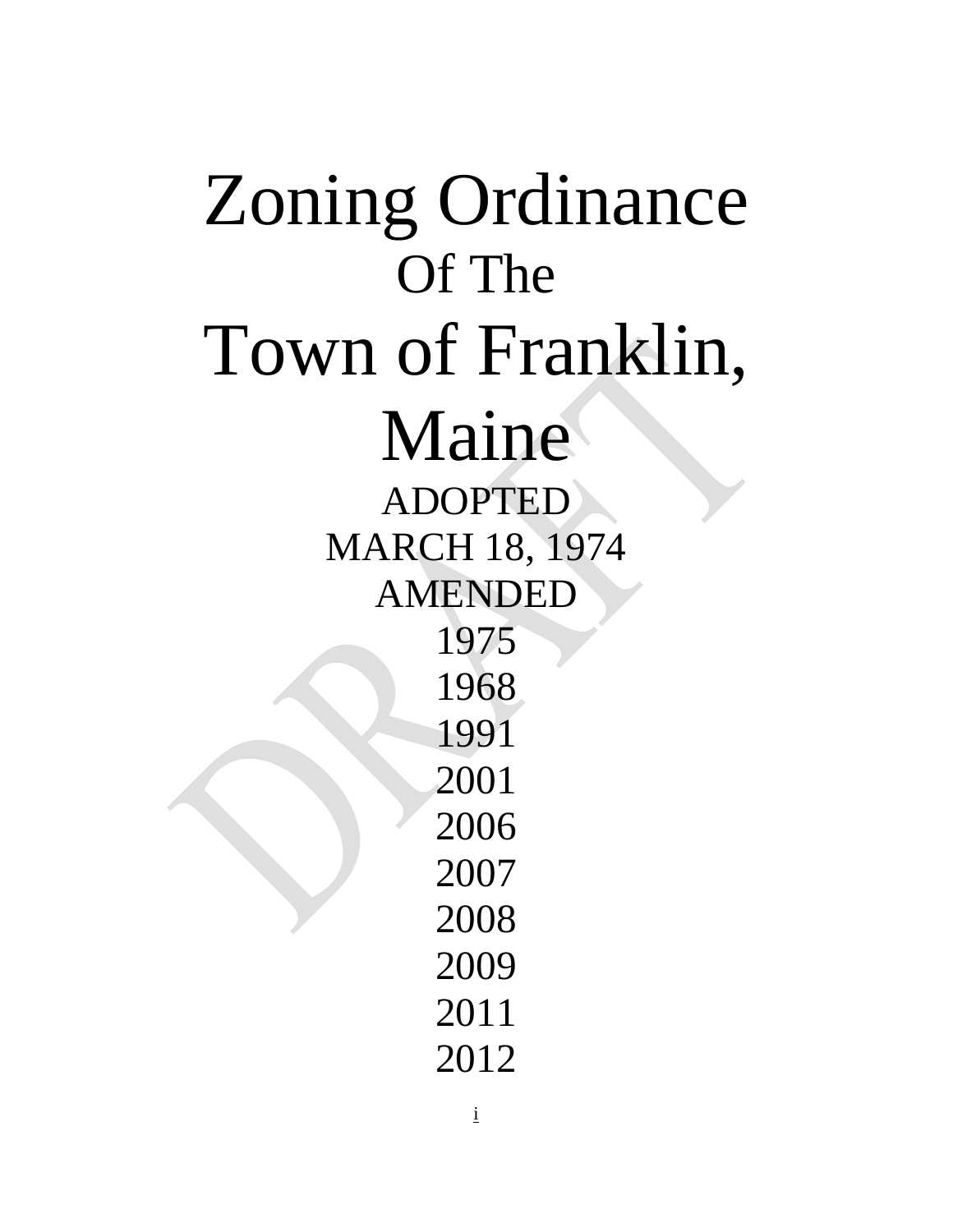# Zoning Ordinance

Of The

# Town of Franklin, Maine

ADOPTED

MARCH 18, 1974

AMENDED

1975

1968

1991

2001

2006

2007

2008

2009

2011

2012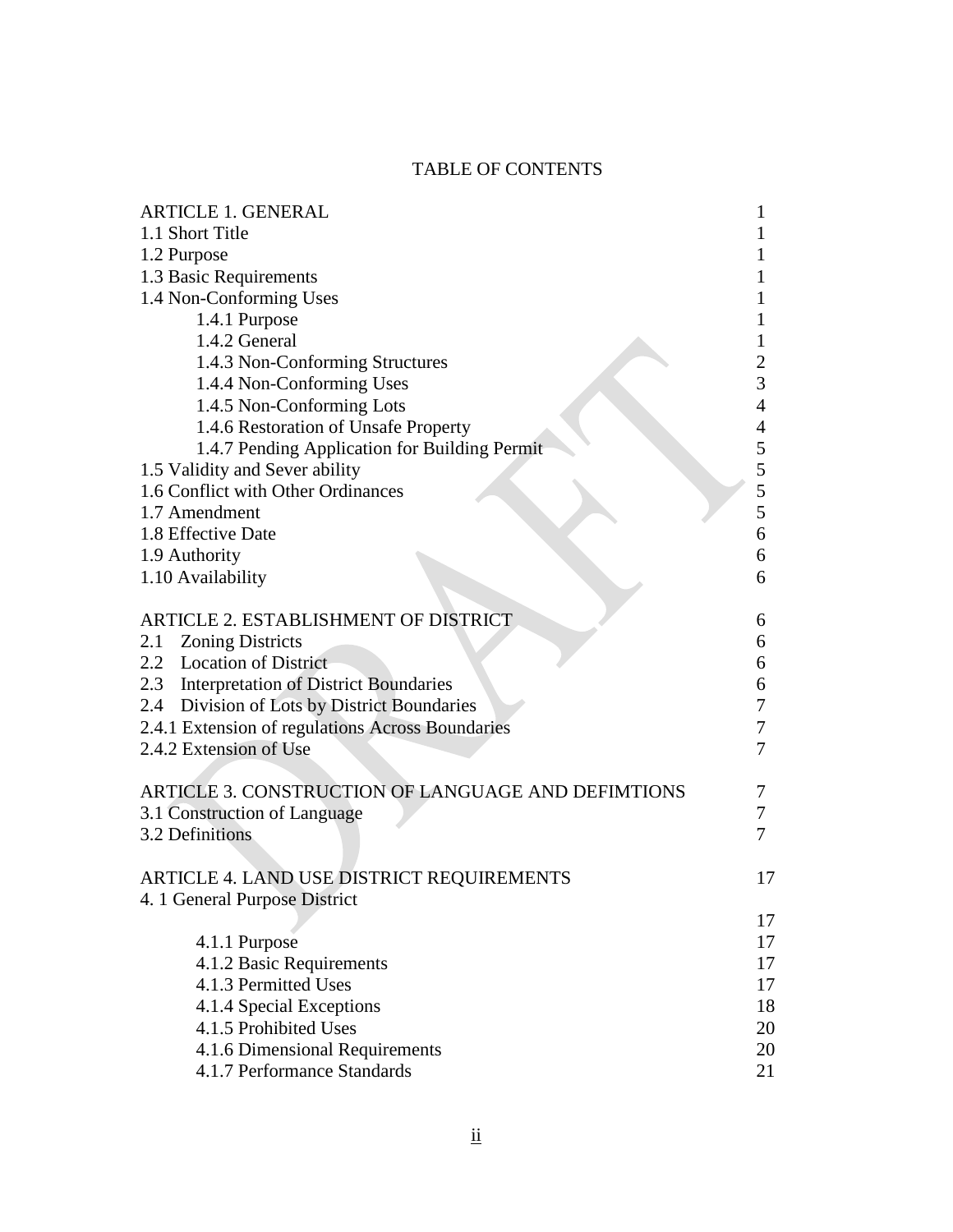# TABLE OF CONTENTS

| | |
|---|---|
| ARTICLE 1. GENERAL | 1 |
| 1.1 Short Title | 1 |
| 1.2 Purpose | 1 |
| 1.3 Basic Requirements | 1 |
| 1.4 Non-Conforming Uses | 1 |
| 1.4.1 Purpose | 1 |
| 1.4.2 General | 1 |
| 1.4.3 Non-Conforming Structures | 2 |
| 1.4.4 Non-Conforming Uses | 3 |
| 1.4.5 Non-Conforming Lots | 4 |
| 1.4.6 Restoration of Unsafe Property | 4 |
| 1.4.7 Pending Application for Building Permit | 5 |
| 1.5 Validity and Sever ability | 5 |
| 1.6 Conflict with Other Ordinances | 5 |
| 1.7 Amendment | 5 |
| 1.8 Effective Date | 6 |
| 1.9 Authority | 6 |
| 1.10 Availability | 6 |
| ARTICLE 2. ESTABLISHMENT OF DISTRICT | 6 |
| 2.1 Zoning Districts | 6 |
| 2.2 Location of District | 6 |
| 2.3 Interpretation of District Boundaries | 6 |
| 2.4 Division of Lots by District Boundaries | 7 |
| 2.4.1 Extension of regulations Across Boundaries | 7 |
| 2.4.2 Extension of Use | 7 |
| ARTICLE 3. CONSTRUCTION OF LANGUAGE AND DEFIMTIONS | 7 |
| 3.1 Construction of Language | 7 |
| 3.2 Definitions | 7 |
| ARTICLE 4. LAND USE DISTRICT REQUIREMENTS | 17 |
| 4. 1 General Purpose District | 17 |
| 4.1.1 Purpose | 17 |
| 4.1.2 Basic Requirements | 17 |
| 4.1.3 Permitted Uses | 17 |
| 4.1.4 Special Exceptions | 18 |
| 4.1.5 Prohibited Uses | 20 |
| 4.1.6 Dimensional Requirements | 20 |
| 4.1.7 Performance Standards | 21 |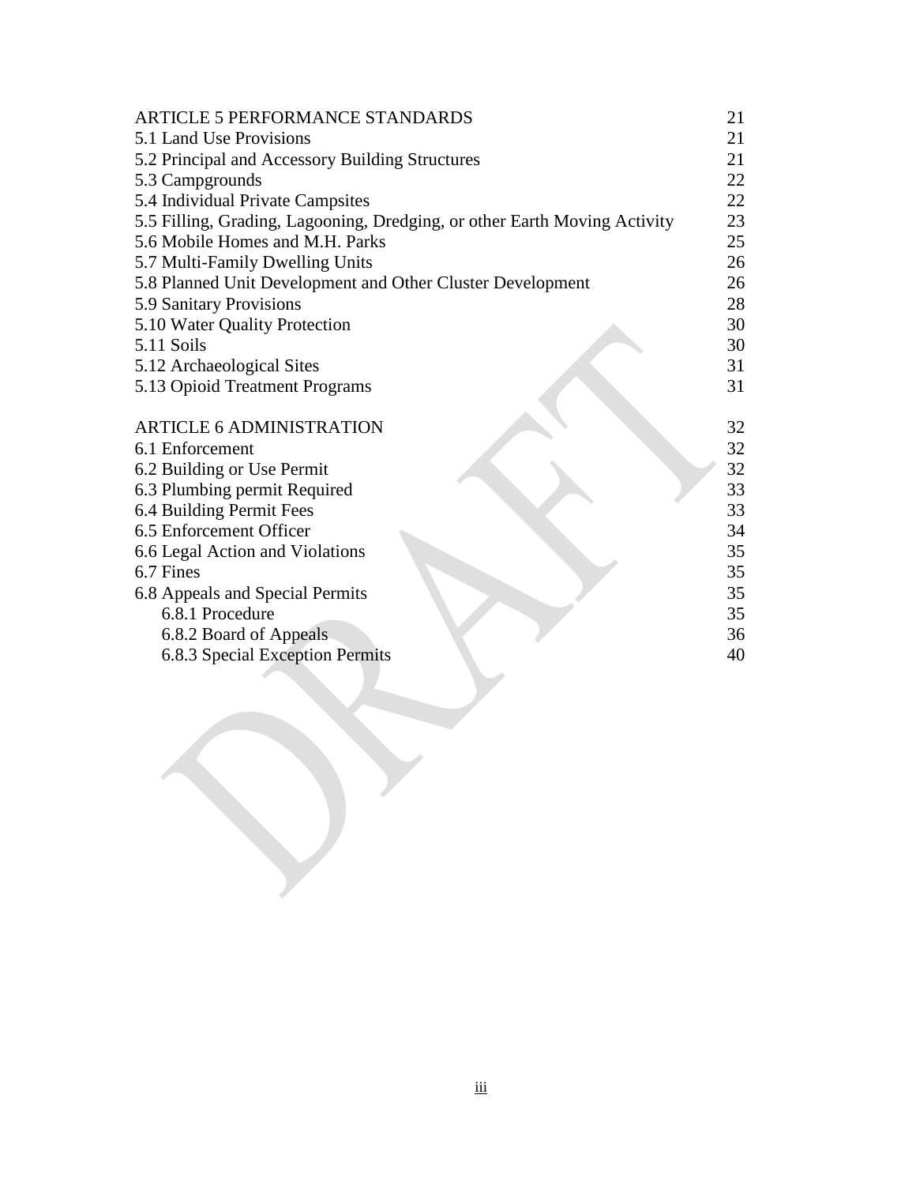| | |
|---|---|
| ARTICLE 5 PERFORMANCE STANDARDS | 21 |
| 5.1 Land Use Provisions | 21 |
| 5.2 Principal and Accessory Building Structures | 21 |
| 5.3 Campgrounds | 22 |
| 5.4 Individual Private Campsites | 22 |
| 5.5 Filling, Grading, Lagooning, Dredging, or other Earth Moving Activity | 23 |
| 5.6 Mobile Homes and M.H. Parks | 25 |
| 5.7 Multi-Family Dwelling Units | 26 |
| 5.8 Planned Unit Development and Other Cluster Development | 26 |
| 5.9 Sanitary Provisions | 28 |
| 5.10 Water Quality Protection | 30 |
| 5.11 Soils | 30 |
| 5.12 Archaeological Sites | 31 |
| 5.13 Opioid Treatment Programs | 31 |
| | |
| ARTICLE 6 ADMINISTRATION | 32 |
| 6.1 Enforcement | 32 |
| 6.2 Building or Use Permit | 32 |
| 6.3 Plumbing permit Required | 33 |
| 6.4 Building Permit Fees | 33 |
| 6.5 Enforcement Officer | 34 |
| 6.6 Legal Action and Violations | 35 |
| 6.7 Fines | 35 |
| 6.8 Appeals and Special Permits | 35 |
| 6.8.1 Procedure | 35 |
| 6.8.2 Board of Appeals | 36 |
| 6.8.3 Special Exception Permits | 40 |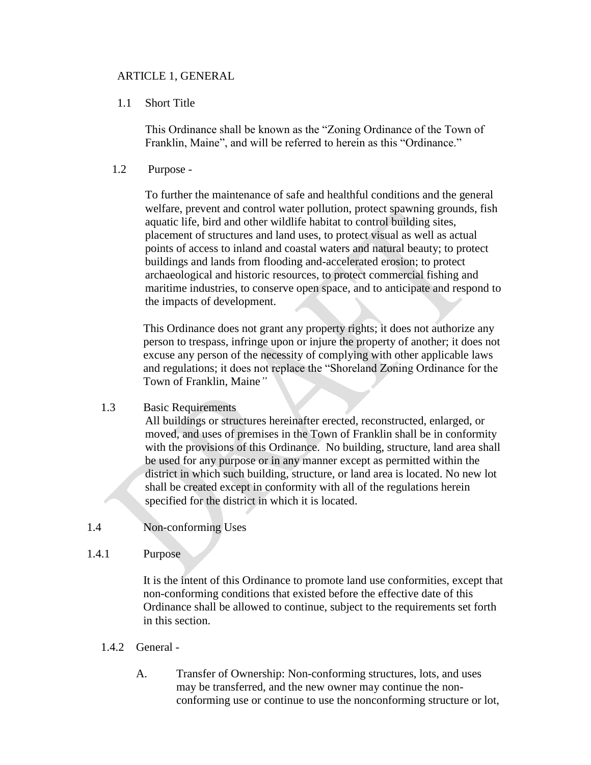## ARTICLE 1, GENERAL

### 1.1 Short Title

This Ordinance shall be known as the “Zoning Ordinance of the Town of Franklin, Maine”, and will be referred to herein as this “Ordinance.”

### 1.2 Purpose -

To further the maintenance of safe and healthful conditions and the general welfare, prevent and control water pollution, protect spawning grounds, fish aquatic life, bird and other wildlife habitat to control building sites, placement of structures and land uses, to protect visual as well as actual points of access to inland and coastal waters and natural beauty; to protect buildings and lands from flooding and-accelerated erosion; to protect archaeological and historic resources, to protect commercial fishing and maritime industries, to conserve open space, and to anticipate and respond to the impacts of development.

This Ordinance does not grant any property rights; it does not authorize any person to trespass, infringe upon or injure the property of another; it does not excuse any person of the necessity of complying with other applicable laws and regulations; it does not replace the “Shoreland Zoning Ordinance for the Town of Franklin, Maine*”*

### 1.3 Basic Requirements

All buildings or structures hereinafter erected, reconstructed, enlarged, or moved, and uses of premises in the Town of Franklin shall be in conformity with the provisions of this Ordinance. No building, structure, land area shall be used for any purpose or in any manner except as permitted within the district in which such building, structure, or land area is located. No new lot shall be created except in conformity with all of the regulations herein specified for the district in which it is located.

### 1.4 Non-conforming Uses

#### 1.4.1 Purpose

It is the intent of this Ordinance to promote land use conformities, except that non-conforming conditions that existed before the effective date of this Ordinance shall be allowed to continue, subject to the requirements set forth in this section.

#### 1.4.2 General -

A. Transfer of Ownership: Non-conforming structures, lots, and uses may be transferred, and the new owner may continue the non-conforming use or continue to use the nonconforming structure or lot,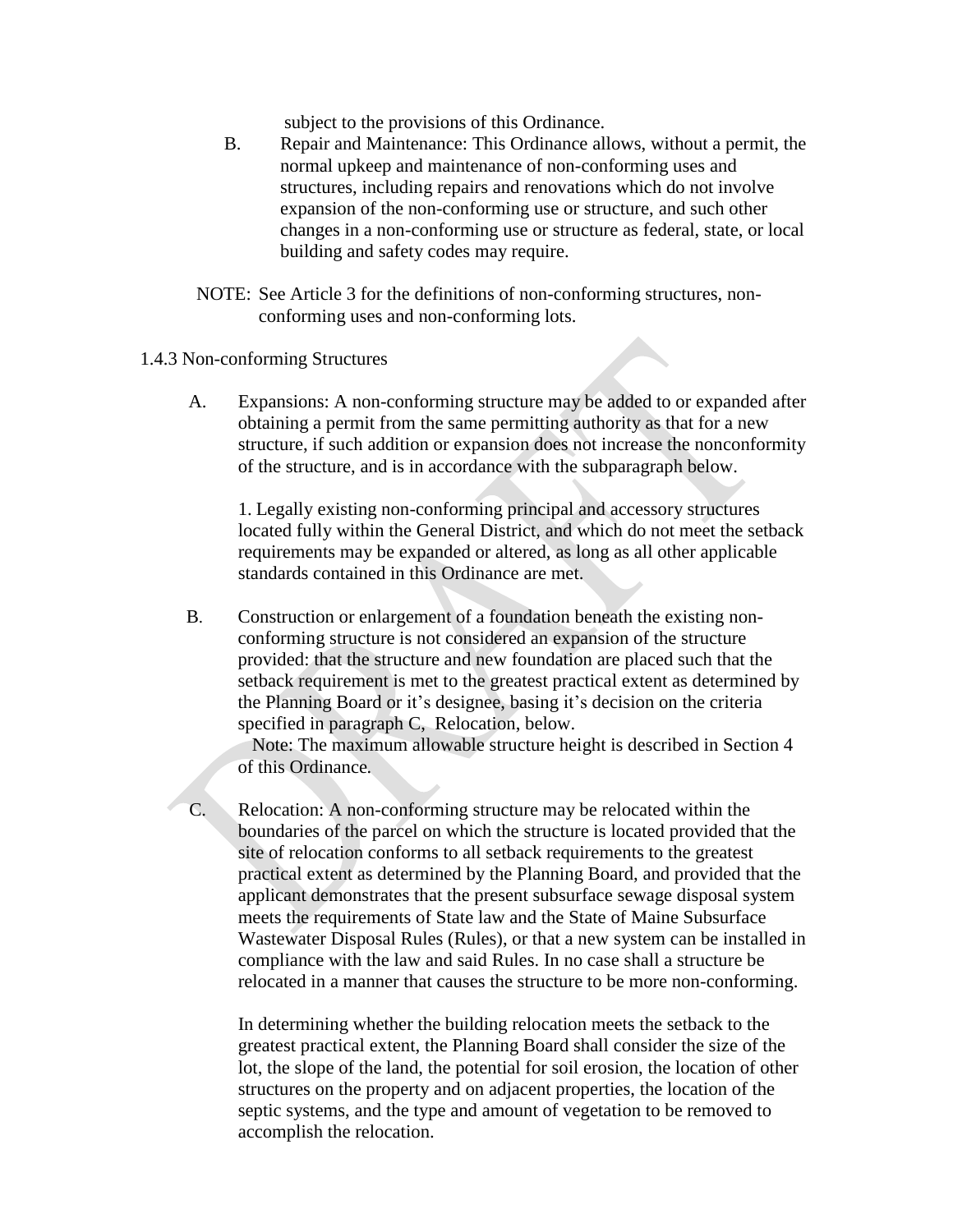subject to the provisions of this Ordinance.

B. Repair and Maintenance: This Ordinance allows, without a permit, the normal upkeep and maintenance of non-conforming uses and structures, including repairs and renovations which do not involve expansion of the non-conforming use or structure, and such other changes in a non-conforming use or structure as federal, state, or local building and safety codes may require.

NOTE: See Article 3 for the definitions of non-conforming structures, non-conforming uses and non-conforming lots.

### 1.4.3 Non-conforming Structures

A. Expansions: A non-conforming structure may be added to or expanded after obtaining a permit from the same permitting authority as that for a new structure, if such addition or expansion does not increase the nonconformity of the structure, and is in accordance with the subparagraph below.

1. Legally existing non-conforming principal and accessory structures located fully within the General District, and which do not meet the setback requirements may be expanded or altered, as long as all other applicable standards contained in this Ordinance are met.

B. Construction or enlargement of a foundation beneath the existing non-conforming structure is not considered an expansion of the structure provided: that the structure and new foundation are placed such that the setback requirement is met to the greatest practical extent as determined by the Planning Board or it's designee, basing it's decision on the criteria specified in paragraph C, Relocation, below.
Note: The maximum allowable structure height is described in Section 4 of this Ordinance.

C. Relocation: A non-conforming structure may be relocated within the boundaries of the parcel on which the structure is located provided that the site of relocation conforms to all setback requirements to the greatest practical extent as determined by the Planning Board, and provided that the applicant demonstrates that the present subsurface sewage disposal system meets the requirements of State law and the State of Maine Subsurface Wastewater Disposal Rules (Rules), or that a new system can be installed in compliance with the law and said Rules. In no case shall a structure be relocated in a manner that causes the structure to be more non-conforming.

In determining whether the building relocation meets the setback to the greatest practical extent, the Planning Board shall consider the size of the lot, the slope of the land, the potential for soil erosion, the location of other structures on the property and on adjacent properties, the location of the septic systems, and the type and amount of vegetation to be removed to accomplish the relocation.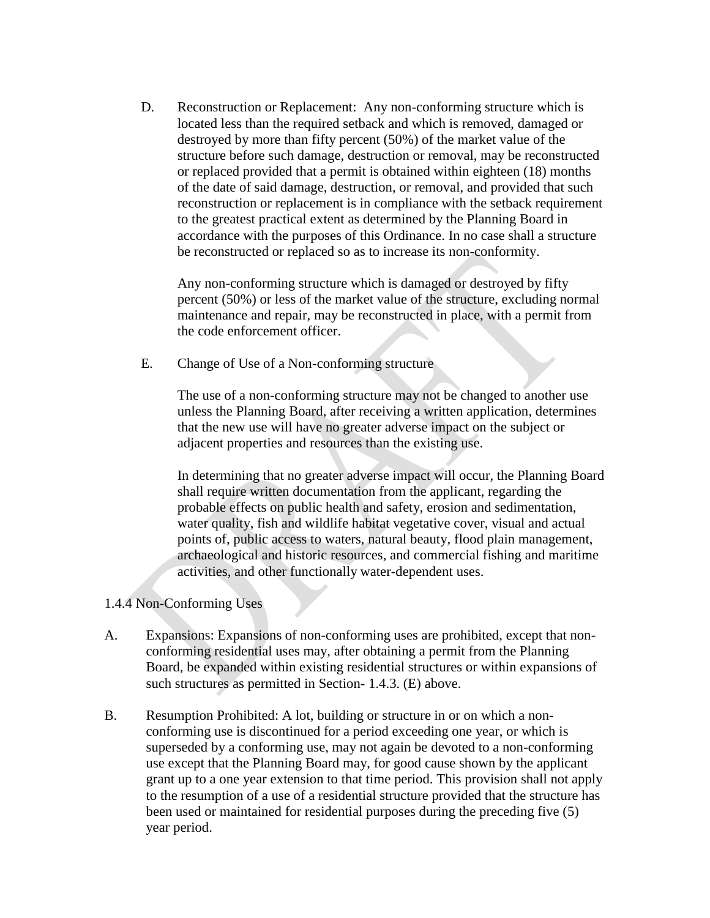D. Reconstruction or Replacement: Any non-conforming structure which is located less than the required setback and which is removed, damaged or destroyed by more than fifty percent (50%) of the market value of the structure before such damage, destruction or removal, may be reconstructed or replaced provided that a permit is obtained within eighteen (18) months of the date of said damage, destruction, or removal, and provided that such reconstruction or replacement is in compliance with the setback requirement to the greatest practical extent as determined by the Planning Board in accordance with the purposes of this Ordinance. In no case shall a structure be reconstructed or replaced so as to increase its non-conformity.

Any non-conforming structure which is damaged or destroyed by fifty percent (50%) or less of the market value of the structure, excluding normal maintenance and repair, may be reconstructed in place, with a permit from the code enforcement officer.

E. Change of Use of a Non-conforming structure

The use of a non-conforming structure may not be changed to another use unless the Planning Board, after receiving a written application, determines that the new use will have no greater adverse impact on the subject or adjacent properties and resources than the existing use.

In determining that no greater adverse impact will occur, the Planning Board shall require written documentation from the applicant, regarding the probable effects on public health and safety, erosion and sedimentation, water quality, fish and wildlife habitat vegetative cover, visual and actual points of, public access to waters, natural beauty, flood plain management, archaeological and historic resources, and commercial fishing and maritime activities, and other functionally water-dependent uses.

1.4.4 Non-Conforming Uses

A. Expansions: Expansions of non-conforming uses are prohibited, except that non-conforming residential uses may, after obtaining a permit from the Planning Board, be expanded within existing residential structures or within expansions of such structures as permitted in Section- 1.4.3. (E) above.

B. Resumption Prohibited: A lot, building or structure in or on which a non-conforming use is discontinued for a period exceeding one year, or which is superseded by a conforming use, may not again be devoted to a non-conforming use except that the Planning Board may, for good cause shown by the applicant grant up to a one year extension to that time period. This provision shall not apply to the resumption of a use of a residential structure provided that the structure has been used or maintained for residential purposes during the preceding five (5) year period.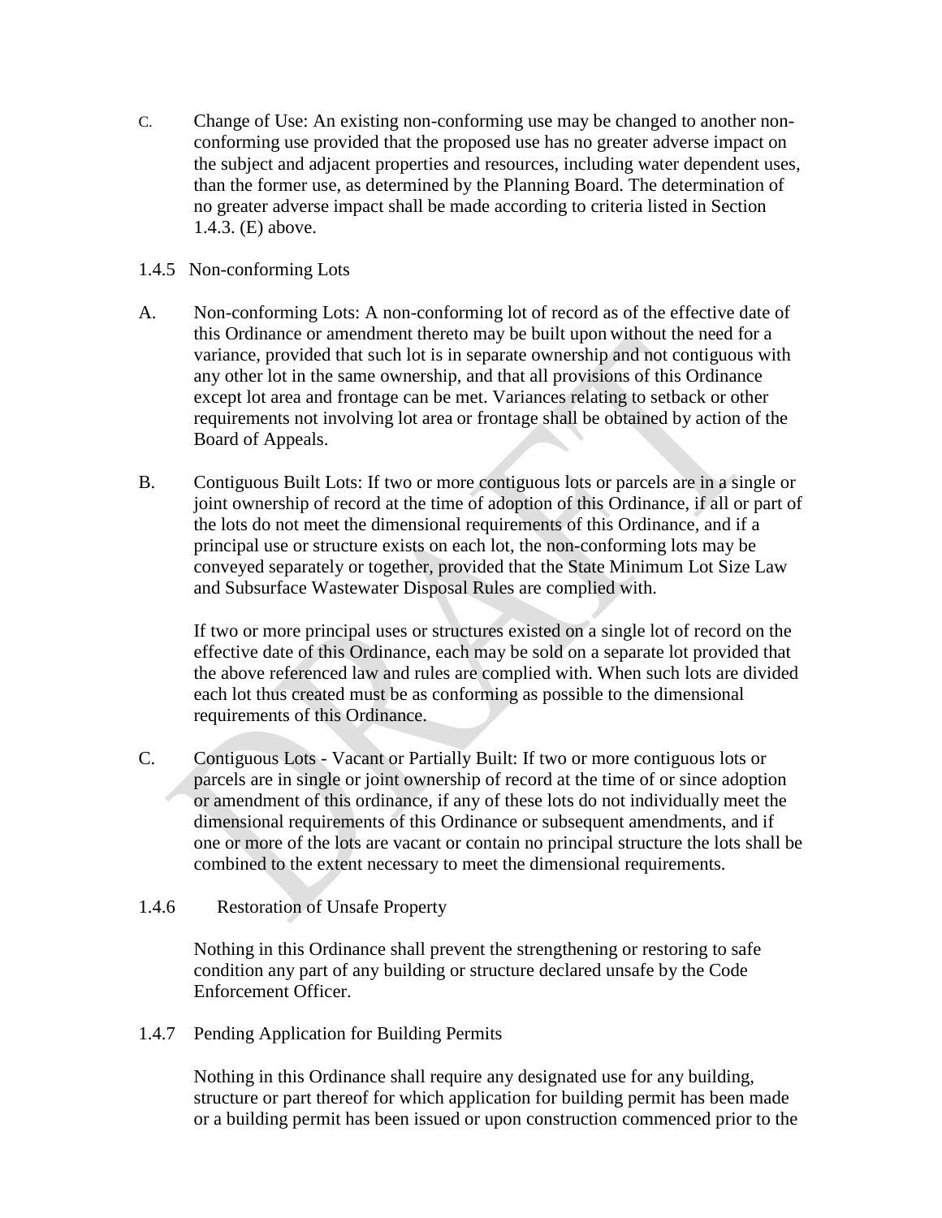C. Change of Use: An existing non-conforming use may be changed to another non-conforming use provided that the proposed use has no greater adverse impact on the subject and adjacent properties and resources, including water dependent uses, than the former use, as determined by the Planning Board. The determination of no greater adverse impact shall be made according to criteria listed in Section 1.4.3. (E) above.

### 1.4.5 Non-conforming Lots

A. Non-conforming Lots: A non-conforming lot of record as of the effective date of this Ordinance or amendment thereto may be built upon without the need for a variance, provided that such lot is in separate ownership and not contiguous with any other lot in the same ownership, and that all provisions of this Ordinance except lot area and frontage can be met. Variances relating to setback or other requirements not involving lot area or frontage shall be obtained by action of the Board of Appeals.

B. Contiguous Built Lots: If two or more contiguous lots or parcels are in a single or joint ownership of record at the time of adoption of this Ordinance, if all or part of the lots do not meet the dimensional requirements of this Ordinance, and if a principal use or structure exists on each lot, the non-conforming lots may be conveyed separately or together, provided that the State Minimum Lot Size Law and Subsurface Wastewater Disposal Rules are complied with.

If two or more principal uses or structures existed on a single lot of record on the effective date of this Ordinance, each may be sold on a separate lot provided that the above referenced law and rules are complied with. When such lots are divided each lot thus created must be as conforming as possible to the dimensional requirements of this Ordinance.

C. Contiguous Lots - Vacant or Partially Built: If two or more contiguous lots or parcels are in single or joint ownership of record at the time of or since adoption or amendment of this ordinance, if any of these lots do not individually meet the dimensional requirements of this Ordinance or subsequent amendments, and if one or more of the lots are vacant or contain no principal structure the lots shall be combined to the extent necessary to meet the dimensional requirements.

### 1.4.6 Restoration of Unsafe Property

Nothing in this Ordinance shall prevent the strengthening or restoring to safe condition any part of any building or structure declared unsafe by the Code Enforcement Officer.

### 1.4.7 Pending Application for Building Permits

Nothing in this Ordinance shall require any designated use for any building, structure or part thereof for which application for building permit has been made or a building permit has been issued or upon construction commenced prior to the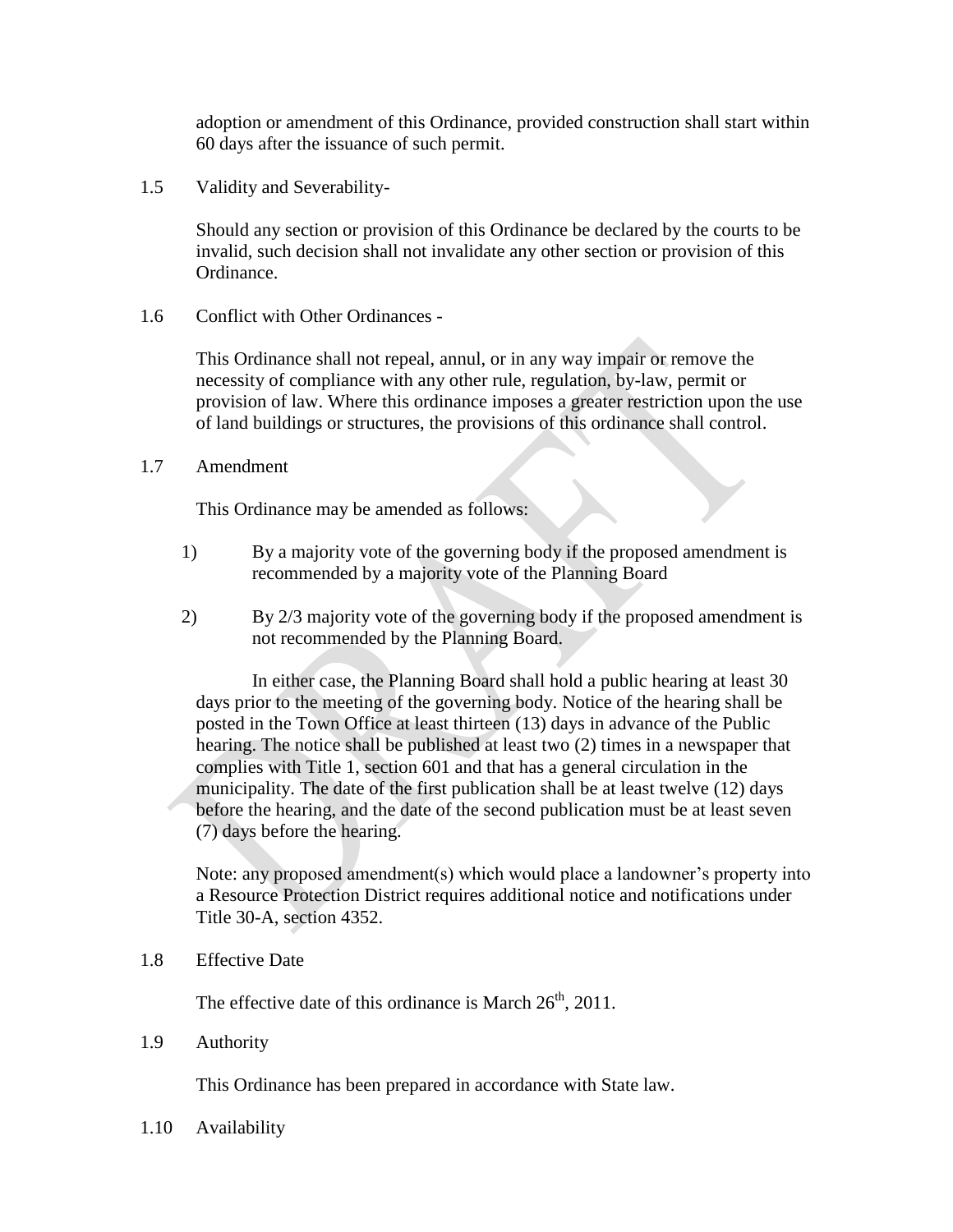adoption or amendment of this Ordinance, provided construction shall start within 60 days after the issuance of such permit.

1.5 Validity and Severability-

Should any section or provision of this Ordinance be declared by the courts to be invalid, such decision shall not invalidate any other section or provision of this Ordinance.

1.6 Conflict with Other Ordinances -

This Ordinance shall not repeal, annul, or in any way impair or remove the necessity of compliance with any other rule, regulation, by-law, permit or provision of law. Where this ordinance imposes a greater restriction upon the use of land buildings or structures, the provisions of this ordinance shall control.

1.7 Amendment

This Ordinance may be amended as follows:

1) By a majority vote of the governing body if the proposed amendment is recommended by a majority vote of the Planning Board

2) By 2/3 majority vote of the governing body if the proposed amendment is not recommended by the Planning Board.

In either case, the Planning Board shall hold a public hearing at least 30 days prior to the meeting of the governing body. Notice of the hearing shall be posted in the Town Office at least thirteen (13) days in advance of the Public hearing. The notice shall be published at least two (2) times in a newspaper that complies with Title 1, section 601 and that has a general circulation in the municipality. The date of the first publication shall be at least twelve (12) days before the hearing, and the date of the second publication must be at least seven (7) days before the hearing.

Note: any proposed amendment(s) which would place a landowner's property into a Resource Protection District requires additional notice and notifications under Title 30-A, section 4352.

1.8 Effective Date

The effective date of this ordinance is March 26th, 2011.

1.9 Authority

This Ordinance has been prepared in accordance with State law.

1.10 Availability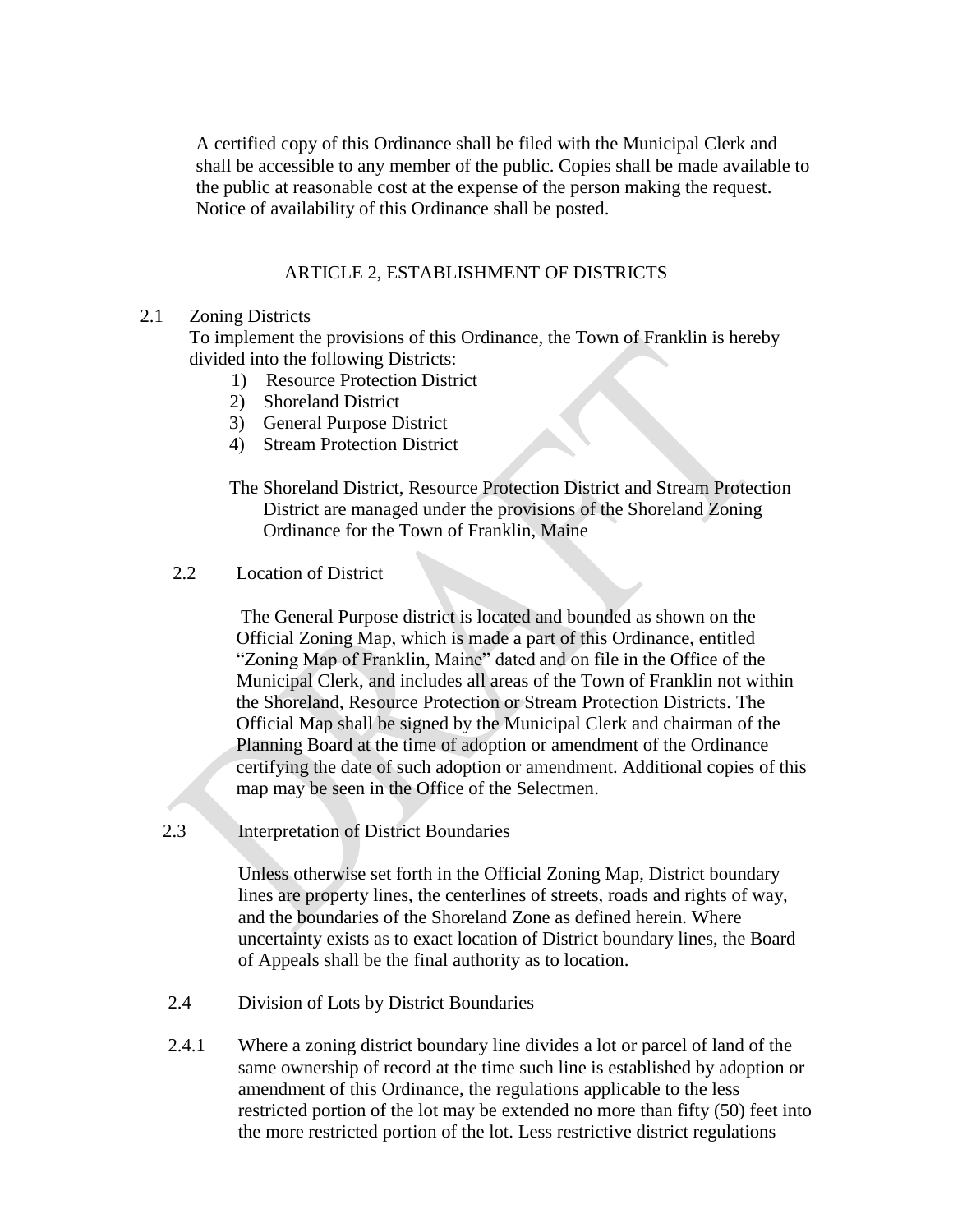A certified copy of this Ordinance shall be filed with the Municipal Clerk and shall be accessible to any member of the public. Copies shall be made available to the public at reasonable cost at the expense of the person making the request. Notice of availability of this Ordinance shall be posted.

## ARTICLE 2, ESTABLISHMENT OF DISTRICTS

2.1 Zoning Districts

To implement the provisions of this Ordinance, the Town of Franklin is hereby divided into the following Districts:

1) Resource Protection District
2) Shoreland District
3) General Purpose District
4) Stream Protection District

The Shoreland District, Resource Protection District and Stream Protection District are managed under the provisions of the Shoreland Zoning Ordinance for the Town of Franklin, Maine

2.2 Location of District

The General Purpose district is located and bounded as shown on the Official Zoning Map, which is made a part of this Ordinance, entitled "Zoning Map of Franklin, Maine" dated and on file in the Office of the Municipal Clerk, and includes all areas of the Town of Franklin not within the Shoreland, Resource Protection or Stream Protection Districts. The Official Map shall be signed by the Municipal Clerk and chairman of the Planning Board at the time of adoption or amendment of the Ordinance certifying the date of such adoption or amendment. Additional copies of this map may be seen in the Office of the Selectmen.

2.3 Interpretation of District Boundaries

Unless otherwise set forth in the Official Zoning Map, District boundary lines are property lines, the centerlines of streets, roads and rights of way, and the boundaries of the Shoreland Zone as defined herein. Where uncertainty exists as to exact location of District boundary lines, the Board of Appeals shall be the final authority as to location.

2.4 Division of Lots by District Boundaries

2.4.1 Where a zoning district boundary line divides a lot or parcel of land of the same ownership of record at the time such line is established by adoption or amendment of this Ordinance, the regulations applicable to the less restricted portion of the lot may be extended no more than fifty (50) feet into the more restricted portion of the lot. Less restrictive district regulations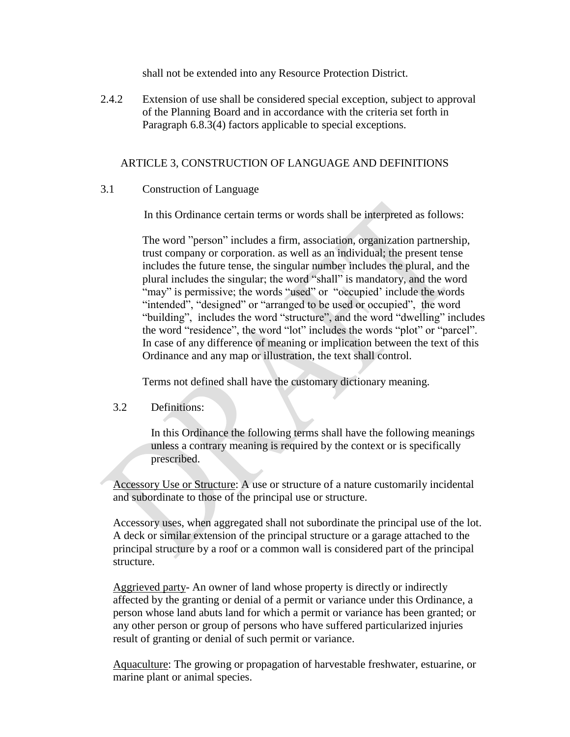shall not be extended into any Resource Protection District.

2.4.2 Extension of use shall be considered special exception, subject to approval of the Planning Board and in accordance with the criteria set forth in Paragraph 6.8.3(4) factors applicable to special exceptions.

## ARTICLE 3, CONSTRUCTION OF LANGUAGE AND DEFINITIONS

### 3.1 Construction of Language

In this Ordinance certain terms or words shall be interpreted as follows:

The word "person" includes a firm, association, organization partnership, trust company or corporation. as well as an individual; the present tense includes the future tense, the singular number includes the plural, and the plural includes the singular; the word "shall" is mandatory, and the word "may" is permissive; the words "used" or "occupied' include the words "intended", "designed" or "arranged to be used or occupied", the word "building", includes the word "structure", and the word "dwelling" includes the word "residence", the word "lot" includes the words "plot" or "parcel". In case of any difference of meaning or implication between the text of this Ordinance and any map or illustration, the text shall control.

Terms not defined shall have the customary dictionary meaning.

### 3.2 Definitions:

In this Ordinance the following terms shall have the following meanings unless a contrary meaning is required by the context or is specifically prescribed.

Accessory Use or Structure: A use or structure of a nature customarily incidental and subordinate to those of the principal use or structure.

Accessory uses, when aggregated shall not subordinate the principal use of the lot. A deck or similar extension of the principal structure or a garage attached to the principal structure by a roof or a common wall is considered part of the principal structure.

Aggrieved party- An owner of land whose property is directly or indirectly affected by the granting or denial of a permit or variance under this Ordinance, a person whose land abuts land for which a permit or variance has been granted; or any other person or group of persons who have suffered particularized injuries result of granting or denial of such permit or variance.

Aquaculture: The growing or propagation of harvestable freshwater, estuarine, or marine plant or animal species.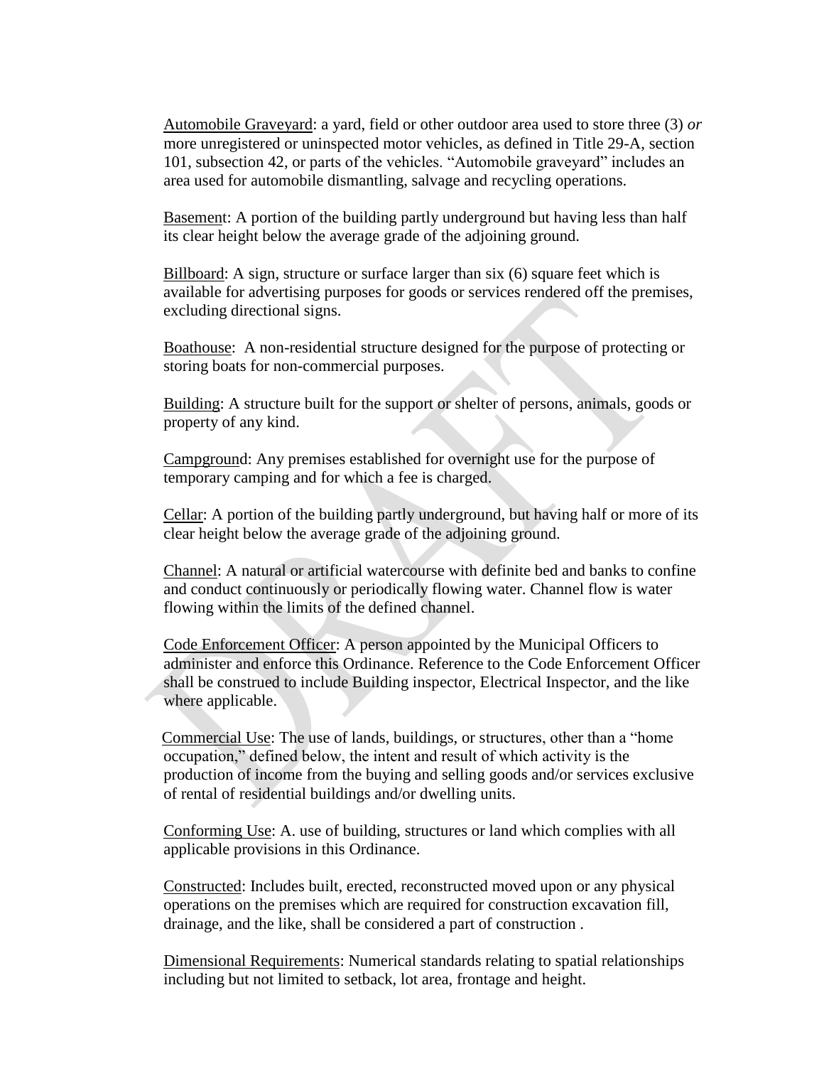Automobile Graveyard: a yard, field or other outdoor area used to store three (3) *or* more unregistered or uninspected motor vehicles, as defined in Title 29-A, section 101, subsection 42, or parts of the vehicles. "Automobile graveyard" includes an area used for automobile dismantling, salvage and recycling operations.

Basement: A portion of the building partly underground but having less than half its clear height below the average grade of the adjoining ground.

Billboard: A sign, structure or surface larger than six (6) square feet which is available for advertising purposes for goods or services rendered off the premises, excluding directional signs.

Boathouse: A non-residential structure designed for the purpose of protecting or storing boats for non-commercial purposes.

Building: A structure built for the support or shelter of persons, animals, goods or property of any kind.

Campground: Any premises established for overnight use for the purpose of temporary camping and for which a fee is charged.

Cellar: A portion of the building partly underground, but having half or more of its clear height below the average grade of the adjoining ground.

Channel: A natural or artificial watercourse with definite bed and banks to confine and conduct continuously or periodically flowing water. Channel flow is water flowing within the limits of the defined channel.

Code Enforcement Officer: A person appointed by the Municipal Officers to administer and enforce this Ordinance. Reference to the Code Enforcement Officer shall be construed to include Building inspector, Electrical Inspector, and the like where applicable.

Commercial Use: The use of lands, buildings, or structures, other than a "home occupation," defined below, the intent and result of which activity is the production of income from the buying and selling goods and/or services exclusive of rental of residential buildings and/or dwelling units.

Conforming Use: A. use of building, structures or land which complies with all applicable provisions in this Ordinance.

Constructed: Includes built, erected, reconstructed moved upon or any physical operations on the premises which are required for construction excavation fill, drainage, and the like, shall be considered a part of construction .

Dimensional Requirements: Numerical standards relating to spatial relationships including but not limited to setback, lot area, frontage and height.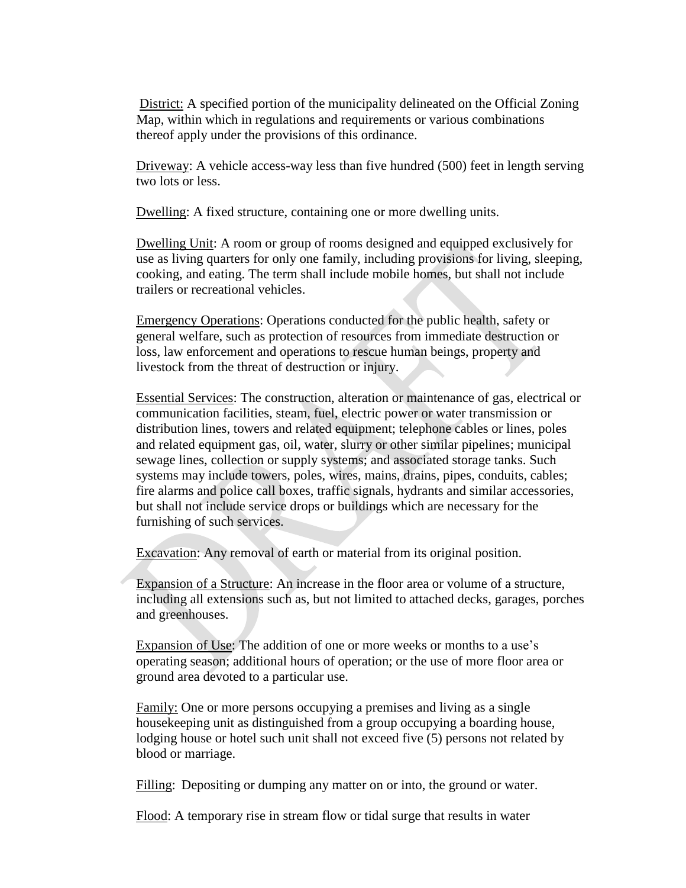District: A specified portion of the municipality delineated on the Official Zoning Map, within which in regulations and requirements or various combinations thereof apply under the provisions of this ordinance.

Driveway: A vehicle access-way less than five hundred (500) feet in length serving two lots or less.

Dwelling: A fixed structure, containing one or more dwelling units.

Dwelling Unit: A room or group of rooms designed and equipped exclusively for use as living quarters for only one family, including provisions for living, sleeping, cooking, and eating. The term shall include mobile homes, but shall not include trailers or recreational vehicles.

Emergency Operations: Operations conducted for the public health, safety or general welfare, such as protection of resources from immediate destruction or loss, law enforcement and operations to rescue human beings, property and livestock from the threat of destruction or injury.

Essential Services: The construction, alteration or maintenance of gas, electrical or communication facilities, steam, fuel, electric power or water transmission or distribution lines, towers and related equipment; telephone cables or lines, poles and related equipment gas, oil, water, slurry or other similar pipelines; municipal sewage lines, collection or supply systems; and associated storage tanks. Such systems may include towers, poles, wires, mains, drains, pipes, conduits, cables; fire alarms and police call boxes, traffic signals, hydrants and similar accessories, but shall not include service drops or buildings which are necessary for the furnishing of such services.

Excavation: Any removal of earth or material from its original position.

Expansion of a Structure: An increase in the floor area or volume of a structure, including all extensions such as, but not limited to attached decks, garages, porches and greenhouses.

Expansion of Use: The addition of one or more weeks or months to a use's operating season; additional hours of operation; or the use of more floor area or ground area devoted to a particular use.

Family: One or more persons occupying a premises and living as a single housekeeping unit as distinguished from a group occupying a boarding house, lodging house or hotel such unit shall not exceed five (5) persons not related by blood or marriage.

Filling: Depositing or dumping any matter on or into, the ground or water.

Flood: A temporary rise in stream flow or tidal surge that results in water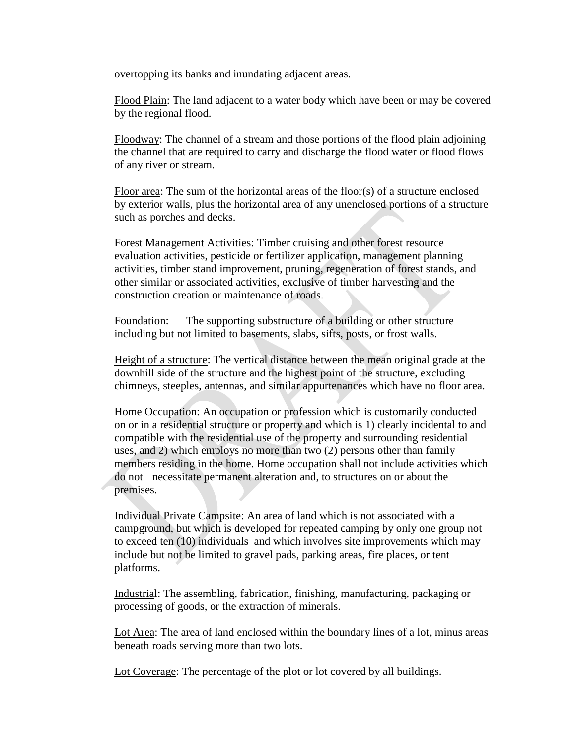overtopping its banks and inundating adjacent areas.

<u>Flood Plain</u>: The land adjacent to a water body which have been or may be covered by the regional flood.

<u>Floodway</u>: The channel of a stream and those portions of the flood plain adjoining the channel that are required to carry and discharge the flood water or flood flows of any river or stream.

<u>Floor area</u>: The sum of the horizontal areas of the floor(s) of a structure enclosed by exterior walls, plus the horizontal area of any unenclosed portions of a structure such as porches and decks.

<u>Forest Management Activities</u>: Timber cruising and other forest resource evaluation activities, pesticide or fertilizer application, management planning activities, timber stand improvement, pruning, regeneration of forest stands, and other similar or associated activities, exclusive of timber harvesting and the construction creation or maintenance of roads.

<u>Foundation</u>: The supporting substructure of a building or other structure including but not limited to basements, slabs, sifts, posts, or frost walls.

<u>Height of a structure</u>: The vertical distance between the mean original grade at the downhill side of the structure and the highest point of the structure, excluding chimneys, steeples, antennas, and similar appurtenances which have no floor area.

<u>Home Occupation</u>: An occupation or profession which is customarily conducted on or in a residential structure or property and which is 1) clearly incidental to and compatible with the residential use of the property and surrounding residential uses, and 2) which employs no more than two (2) persons other than family members residing in the home. Home occupation shall not include activities which do not necessitate permanent alteration and, to structures on or about the premises.

<u>Individual Private Campsite</u>: An area of land which is not associated with a campground, but which is developed for repeated camping by only one group not to exceed ten (10) individuals and which involves site improvements which may include but not be limited to gravel pads, parking areas, fire places, or tent platforms.

<u>Industrial</u>: The assembling, fabrication, finishing, manufacturing, packaging or processing of goods, or the extraction of minerals.

<u>Lot Area</u>: The area of land enclosed within the boundary lines of a lot, minus areas beneath roads serving more than two lots.

<u>Lot Coverage</u>: The percentage of the plot or lot covered by all buildings.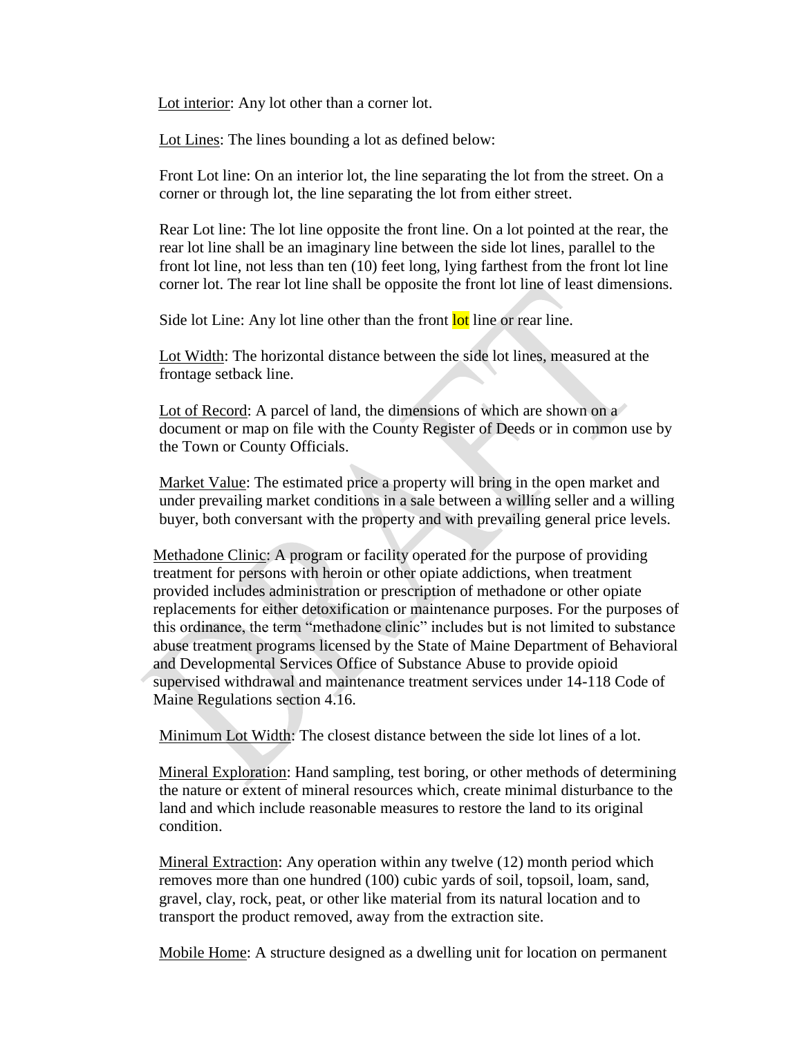Lot interior: Any lot other than a corner lot.

Lot Lines: The lines bounding a lot as defined below:

Front Lot line: On an interior lot, the line separating the lot from the street. On a corner or through lot, the line separating the lot from either street.

Rear Lot line: The lot line opposite the front line. On a lot pointed at the rear, the rear lot line shall be an imaginary line between the side lot lines, parallel to the front lot line, not less than ten (10) feet long, lying farthest from the front lot line corner lot. The rear lot line shall be opposite the front lot line of least dimensions.

Side lot Line: Any lot line other than the front lot line or rear line.

Lot Width: The horizontal distance between the side lot lines, measured at the frontage setback line.

Lot of Record: A parcel of land, the dimensions of which are shown on a document or map on file with the County Register of Deeds or in common use by the Town or County Officials.

Market Value: The estimated price a property will bring in the open market and under prevailing market conditions in a sale between a willing seller and a willing buyer, both conversant with the property and with prevailing general price levels.

Methadone Clinic: A program or facility operated for the purpose of providing treatment for persons with heroin or other opiate addictions, when treatment provided includes administration or prescription of methadone or other opiate replacements for either detoxification or maintenance purposes. For the purposes of this ordinance, the term "methadone clinic" includes but is not limited to substance abuse treatment programs licensed by the State of Maine Department of Behavioral and Developmental Services Office of Substance Abuse to provide opioid supervised withdrawal and maintenance treatment services under 14-118 Code of Maine Regulations section 4.16.

Minimum Lot Width: The closest distance between the side lot lines of a lot.

Mineral Exploration: Hand sampling, test boring, or other methods of determining the nature or extent of mineral resources which, create minimal disturbance to the land and which include reasonable measures to restore the land to its original condition.

Mineral Extraction: Any operation within any twelve (12) month period which removes more than one hundred (100) cubic yards of soil, topsoil, loam, sand, gravel, clay, rock, peat, or other like material from its natural location and to transport the product removed, away from the extraction site.

Mobile Home: A structure designed as a dwelling unit for location on permanent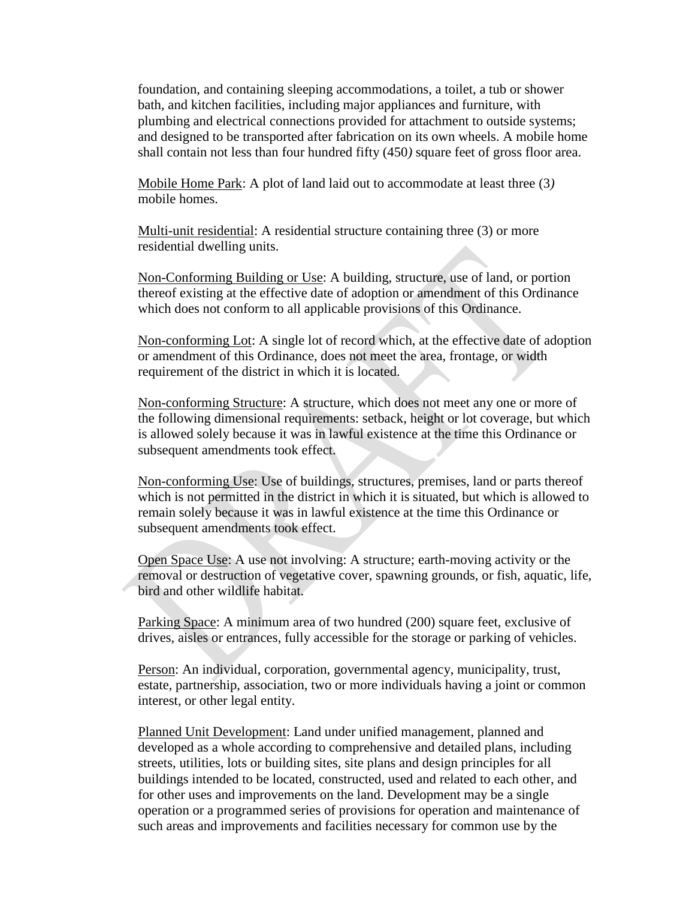foundation, and containing sleeping accommodations, a toilet, a tub or shower bath, and kitchen facilities, including major appliances and furniture, with plumbing and electrical connections provided for attachment to outside systems; and designed to be transported after fabrication on its own wheels. A mobile home shall contain not less than four hundred fifty (450*)* square feet of gross floor area.

Mobile Home Park: A plot of land laid out to accommodate at least three (3*)* mobile homes.

Multi-unit residential: A residential structure containing three (3) or more residential dwelling units.

Non-Conforming Building or Use: A building, structure, use of land, or portion thereof existing at the effective date of adoption or amendment of this Ordinance which does not conform to all applicable provisions of this Ordinance.

Non-conforming Lot: A single lot of record which, at the effective date of adoption or amendment of this Ordinance, does not meet the area, frontage, or width requirement of the district in which it is located.

Non-conforming Structure: A structure, which does not meet any one or more of the following dimensional requirements: setback, height or lot coverage, but which is allowed solely because it was in lawful existence at the time this Ordinance or subsequent amendments took effect.

Non-conforming Use: Use of buildings, structures, premises, land or parts thereof which is not permitted in the district in which it is situated, but which is allowed to remain solely because it was in lawful existence at the time this Ordinance or subsequent amendments took effect.

Open Space Use: A use not involving: A structure; earth-moving activity or the removal or destruction of vegetative cover, spawning grounds, or fish, aquatic, life, bird and other wildlife habitat.

Parking Space: A minimum area of two hundred (200) square feet, exclusive of drives, aisles or entrances, fully accessible for the storage or parking of vehicles.

Person: An individual, corporation, governmental agency, municipality, trust, estate, partnership, association, two or more individuals having a joint or common interest, or other legal entity.

Planned Unit Development: Land under unified management, planned and developed as a whole according to comprehensive and detailed plans, including streets, utilities, lots or building sites, site plans and design principles for all buildings intended to be located, constructed, used and related to each other, and for other uses and improvements on the land. Development may be a single operation or a programmed series of provisions for operation and maintenance of such areas and improvements and facilities necessary for common use by the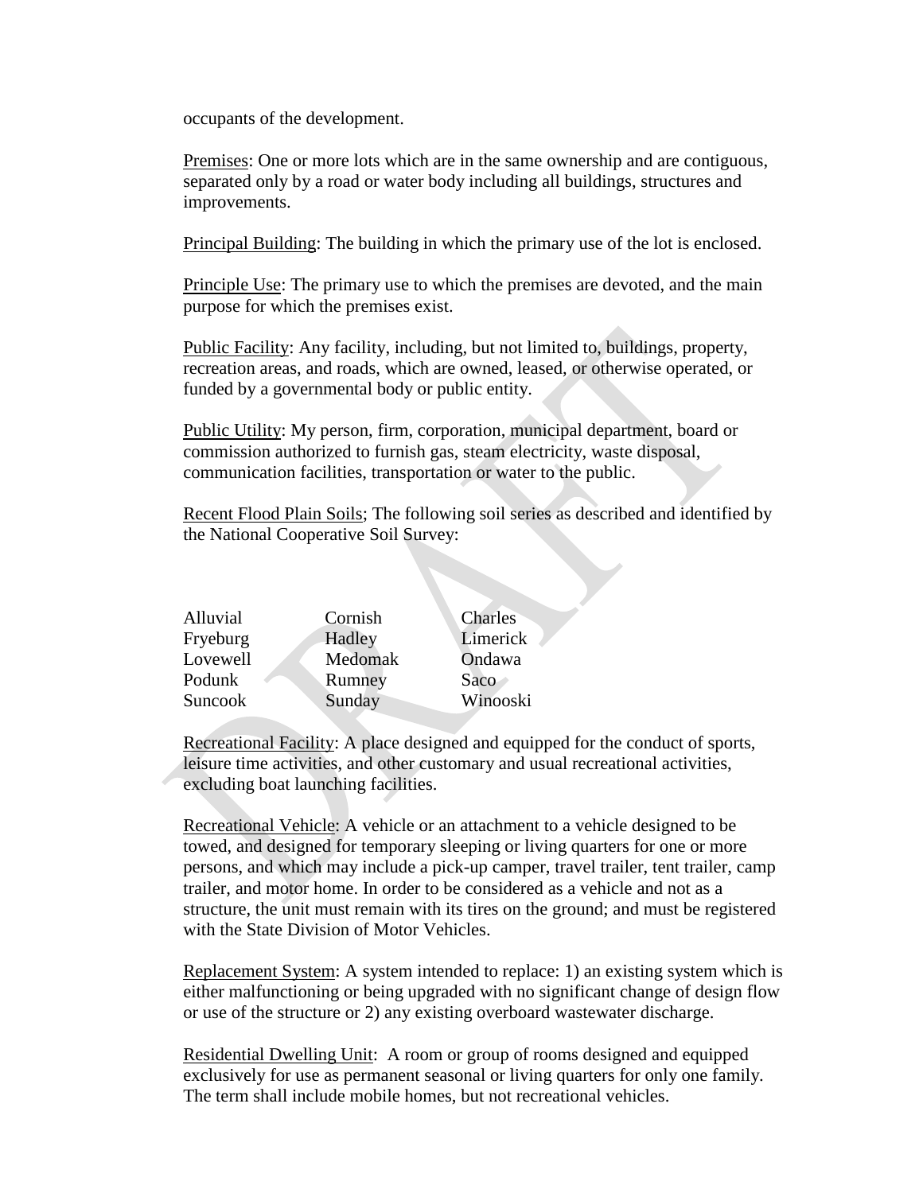occupants of the development.

Premises: One or more lots which are in the same ownership and are contiguous, separated only by a road or water body including all buildings, structures and improvements.

Principal Building: The building in which the primary use of the lot is enclosed.

Principle Use: The primary use to which the premises are devoted, and the main purpose for which the premises exist.

Public Facility: Any facility, including, but not limited to, buildings, property, recreation areas, and roads, which are owned, leased, or otherwise operated, or funded by a governmental body or public entity.

Public Utility: My person, firm, corporation, municipal department, board or commission authorized to furnish gas, steam electricity, waste disposal, communication facilities, transportation or water to the public.

Recent Flood Plain Soils; The following soil series as described and identified by the National Cooperative Soil Survey:

| | | |
|---|---|---|
| Alluvial | Cornish | Charles |
| Fryeburg | Hadley | Limerick |
| Lovewell | Medomak | Ondawa |
| Podunk | Rumney | Saco |
| Suncook | Sunday | Winooski |

Recreational Facility: A place designed and equipped for the conduct of sports, leisure time activities, and other customary and usual recreational activities, excluding boat launching facilities.

Recreational Vehicle: A vehicle or an attachment to a vehicle designed to be towed, and designed for temporary sleeping or living quarters for one or more persons, and which may include a pick-up camper, travel trailer, tent trailer, camp trailer, and motor home. In order to be considered as a vehicle and not as a structure, the unit must remain with its tires on the ground; and must be registered with the State Division of Motor Vehicles.

Replacement System: A system intended to replace: 1) an existing system which is either malfunctioning or being upgraded with no significant change of design flow or use of the structure or 2) any existing overboard wastewater discharge.

Residential Dwelling Unit: A room or group of rooms designed and equipped exclusively for use as permanent seasonal or living quarters for only one family. The term shall include mobile homes, but not recreational vehicles.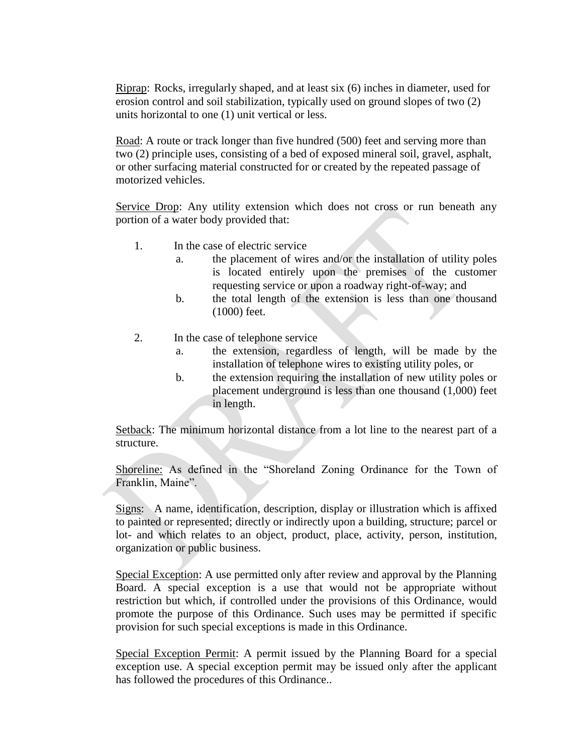Riprap: Rocks, irregularly shaped, and at least six (6) inches in diameter, used for erosion control and soil stabilization, typically used on ground slopes of two (2) units horizontal to one (1) unit vertical or less.

Road: A route or track longer than five hundred (500) feet and serving more than two (2) principle uses, consisting of a bed of exposed mineral soil, gravel, asphalt, or other surfacing material constructed for or created by the repeated passage of motorized vehicles.

Service Drop: Any utility extension which does not cross or run beneath any portion of a water body provided that:

1. In the case of electric service
   a. the placement of wires and/or the installation of utility poles is located entirely upon the premises of the customer requesting service or upon a roadway right-of-way; and
   b. the total length of the extension is less than one thousand (1000) feet.

2. In the case of telephone service
   a. the extension, regardless of length, will be made by the installation of telephone wires to existing utility poles, or
   b. the extension requiring the installation of new utility poles or placement underground is less than one thousand (1,000) feet in length.

Setback: The minimum horizontal distance from a lot line to the nearest part of a structure.

Shoreline: As defined in the "Shoreland Zoning Ordinance for the Town of Franklin, Maine".

Signs: A name, identification, description, display or illustration which is affixed to painted or represented; directly or indirectly upon a building, structure; parcel or lot- and which relates to an object, product, place, activity, person, institution, organization or public business.

Special Exception: A use permitted only after review and approval by the Planning Board. A special exception is a use that would not be appropriate without restriction but which, if controlled under the provisions of this Ordinance, would promote the purpose of this Ordinance. Such uses may be permitted if specific provision for such special exceptions is made in this Ordinance.

Special Exception Permit: A permit issued by the Planning Board for a special exception use. A special exception permit may be issued only after the applicant has followed the procedures of this Ordinance..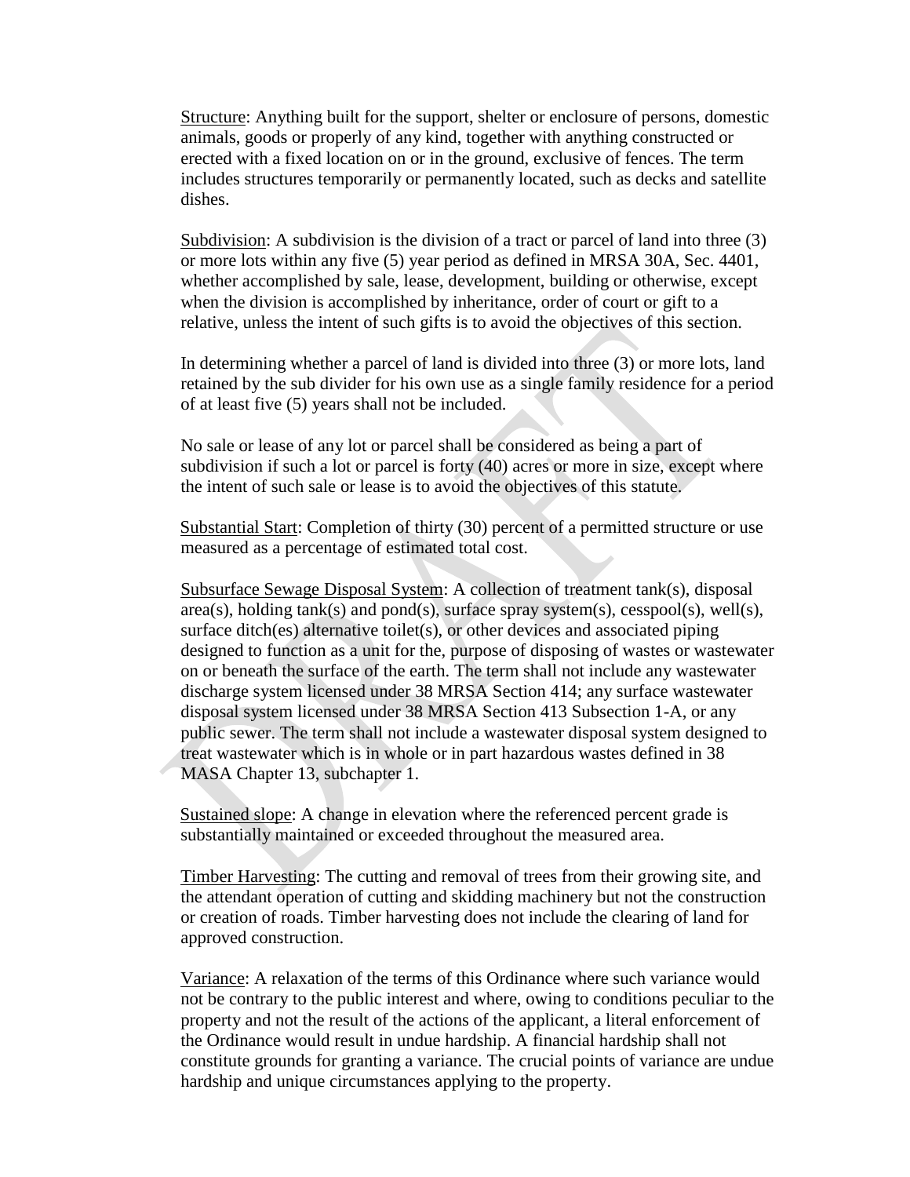<u>Structure</u>: Anything built for the support, shelter or enclosure of persons, domestic animals, goods or properly of any kind, together with anything constructed or erected with a fixed location on or in the ground, exclusive of fences. The term includes structures temporarily or permanently located, such as decks and satellite dishes.

<u>Subdivision</u>: A subdivision is the division of a tract or parcel of land into three (3) or more lots within any five (5) year period as defined in MRSA 30A, Sec. 4401, whether accomplished by sale, lease, development, building or otherwise, except when the division is accomplished by inheritance, order of court or gift to a relative, unless the intent of such gifts is to avoid the objectives of this section.

In determining whether a parcel of land is divided into three (3) or more lots, land retained by the sub divider for his own use as a single family residence for a period of at least five (5) years shall not be included.

No sale or lease of any lot or parcel shall be considered as being a part of subdivision if such a lot or parcel is forty (40) acres or more in size, except where the intent of such sale or lease is to avoid the objectives of this statute.

<u>Substantial Start</u>: Completion of thirty (30) percent of a permitted structure or use measured as a percentage of estimated total cost.

<u>Subsurface Sewage Disposal System</u>: A collection of treatment tank(s), disposal area(s), holding tank(s) and pond(s), surface spray system(s), cesspool(s), well(s), surface ditch(es) alternative toilet(s), or other devices and associated piping designed to function as a unit for the, purpose of disposing of wastes or wastewater on or beneath the surface of the earth. The term shall not include any wastewater discharge system licensed under 38 MRSA Section 414; any surface wastewater disposal system licensed under 38 MRSA Section 413 Subsection 1-A, or any public sewer. The term shall not include a wastewater disposal system designed to treat wastewater which is in whole or in part hazardous wastes defined in 38 MASA Chapter 13, subchapter 1.

<u>Sustained slope</u>: A change in elevation where the referenced percent grade is substantially maintained or exceeded throughout the measured area.

<u>Timber Harvesting</u>: The cutting and removal of trees from their growing site, and the attendant operation of cutting and skidding machinery but not the construction or creation of roads. Timber harvesting does not include the clearing of land for approved construction.

<u>Variance</u>: A relaxation of the terms of this Ordinance where such variance would not be contrary to the public interest and where, owing to conditions peculiar to the property and not the result of the actions of the applicant, a literal enforcement of the Ordinance would result in undue hardship. A financial hardship shall not constitute grounds for granting a variance. The crucial points of variance are undue hardship and unique circumstances applying to the property.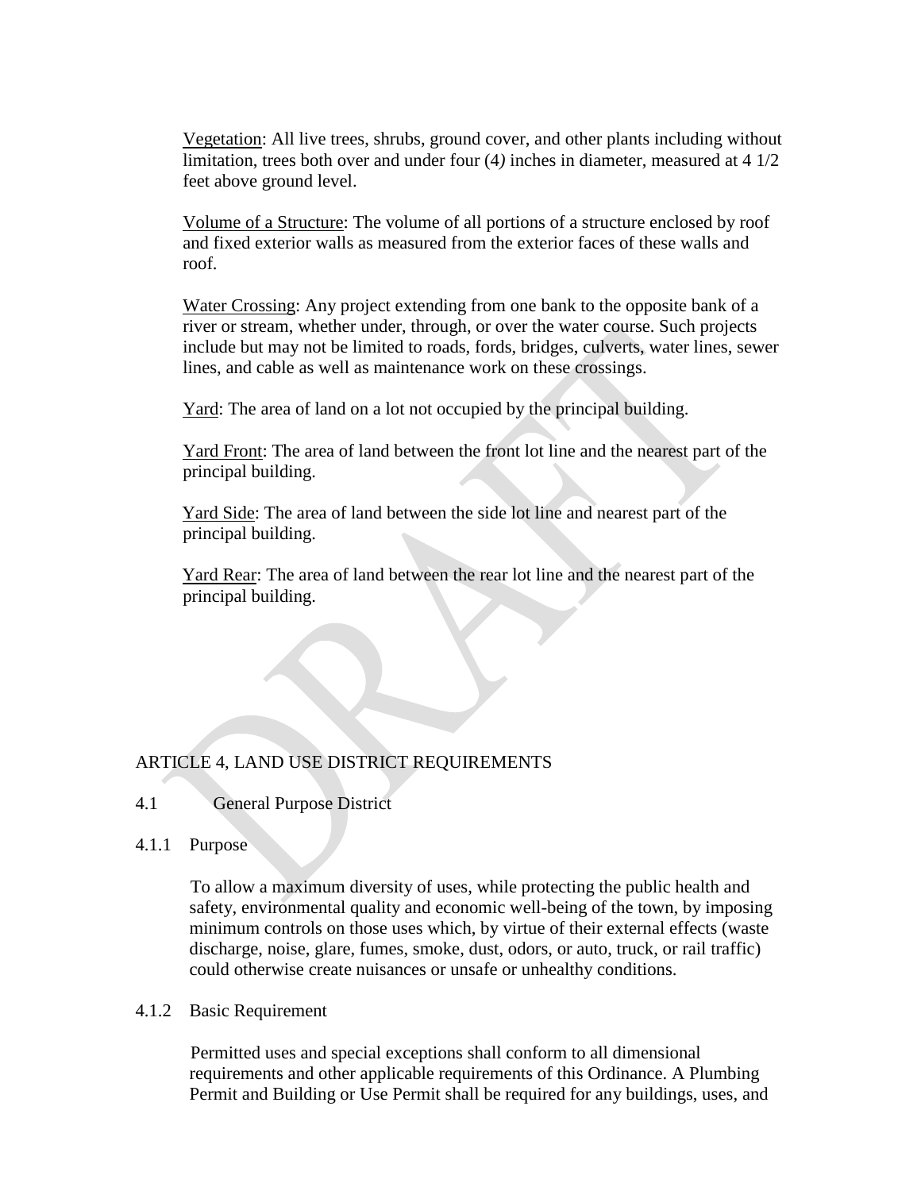Vegetation: All live trees, shrubs, ground cover, and other plants including without limitation, trees both over and under four (4*)* inches in diameter, measured at 4 1/2 feet above ground level.

Volume of a Structure: The volume of all portions of a structure enclosed by roof and fixed exterior walls as measured from the exterior faces of these walls and roof.

Water Crossing: Any project extending from one bank to the opposite bank of a river or stream, whether under, through, or over the water course. Such projects include but may not be limited to roads, fords, bridges, culverts, water lines, sewer lines, and cable as well as maintenance work on these crossings.

Yard: The area of land on a lot not occupied by the principal building.

Yard Front: The area of land between the front lot line and the nearest part of the principal building.

Yard Side: The area of land between the side lot line and nearest part of the principal building.

Yard Rear: The area of land between the rear lot line and the nearest part of the principal building.

## ARTICLE 4, LAND USE DISTRICT REQUIREMENTS

### 4.1 General Purpose District

#### 4.1.1 Purpose

To allow a maximum diversity of uses, while protecting the public health and safety, environmental quality and economic well-being of the town, by imposing minimum controls on those uses which, by virtue of their external effects (waste discharge, noise, glare, fumes, smoke, dust, odors, or auto, truck, or rail traffic) could otherwise create nuisances or unsafe or unhealthy conditions.

#### 4.1.2 Basic Requirement

Permitted uses and special exceptions shall conform to all dimensional requirements and other applicable requirements of this Ordinance. A Plumbing Permit and Building or Use Permit shall be required for any buildings, uses, and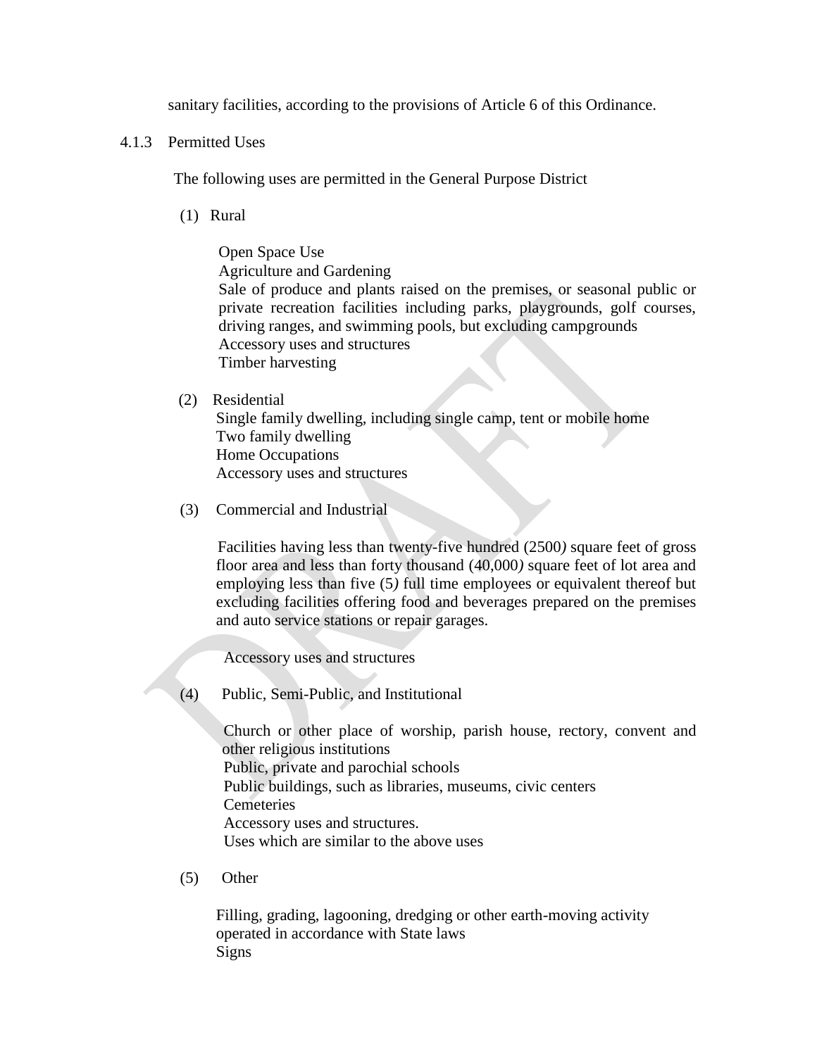sanitary facilities, according to the provisions of Article 6 of this Ordinance.

### 4.1.3 Permitted Uses

The following uses are permitted in the General Purpose District

(1) Rural

Open Space Use
Agriculture and Gardening
Sale of produce and plants raised on the premises, or seasonal public or private recreation facilities including parks, playgrounds, golf courses, driving ranges, and swimming pools, but excluding campgrounds
Accessory uses and structures
Timber harvesting

(2) Residential

Single family dwelling, including single camp, tent or mobile home
Two family dwelling
Home Occupations
Accessory uses and structures

(3) Commercial and Industrial

Facilities having less than twenty-five hundred (2500) square feet of gross floor area and less than forty thousand (40,000) square feet of lot area and employing less than five (5) full time employees or equivalent thereof but excluding facilities offering food and beverages prepared on the premises and auto service stations or repair garages.

Accessory uses and structures

(4) Public, Semi-Public, and Institutional

Church or other place of worship, parish house, rectory, convent and other religious institutions
Public, private and parochial schools
Public buildings, such as libraries, museums, civic centers
Cemeteries
Accessory uses and structures.
Uses which are similar to the above uses

(5) Other

Filling, grading, lagooning, dredging or other earth-moving activity operated in accordance with State laws
Signs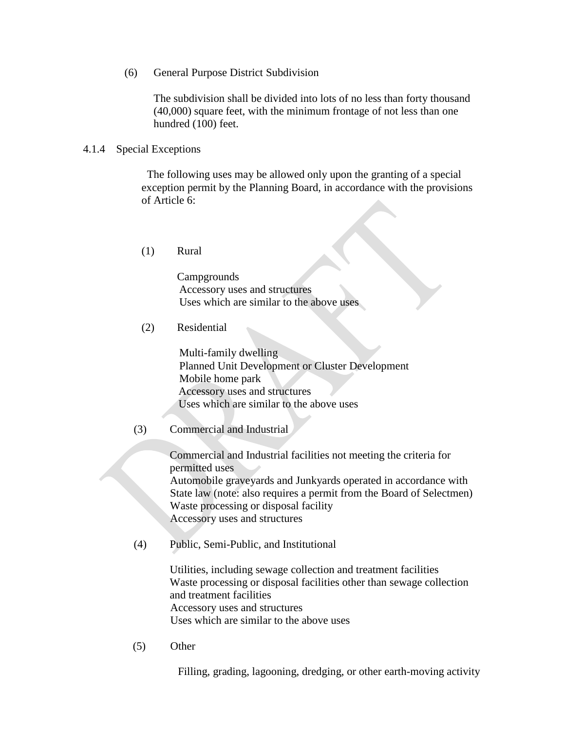(6) General Purpose District Subdivision

The subdivision shall be divided into lots of no less than forty thousand (40,000) square feet, with the minimum frontage of not less than one hundred (100) feet.

4.1.4 Special Exceptions

The following uses may be allowed only upon the granting of a special exception permit by the Planning Board, in accordance with the provisions of Article 6:

(1) Rural

Campgrounds
Accessory uses and structures
Uses which are similar to the above uses

(2) Residential

Multi-family dwelling
Planned Unit Development or Cluster Development
Mobile home park
Accessory uses and structures
Uses which are similar to the above uses

(3) Commercial and Industrial

Commercial and Industrial facilities not meeting the criteria for permitted uses
Automobile graveyards and Junkyards operated in accordance with State law (note: also requires a permit from the Board of Selectmen)
Waste processing or disposal facility
Accessory uses and structures

(4) Public, Semi-Public, and Institutional

Utilities, including sewage collection and treatment facilities
Waste processing or disposal facilities other than sewage collection and treatment facilities
Accessory uses and structures
Uses which are similar to the above uses

(5) Other

Filling, grading, lagooning, dredging, or other earth-moving activity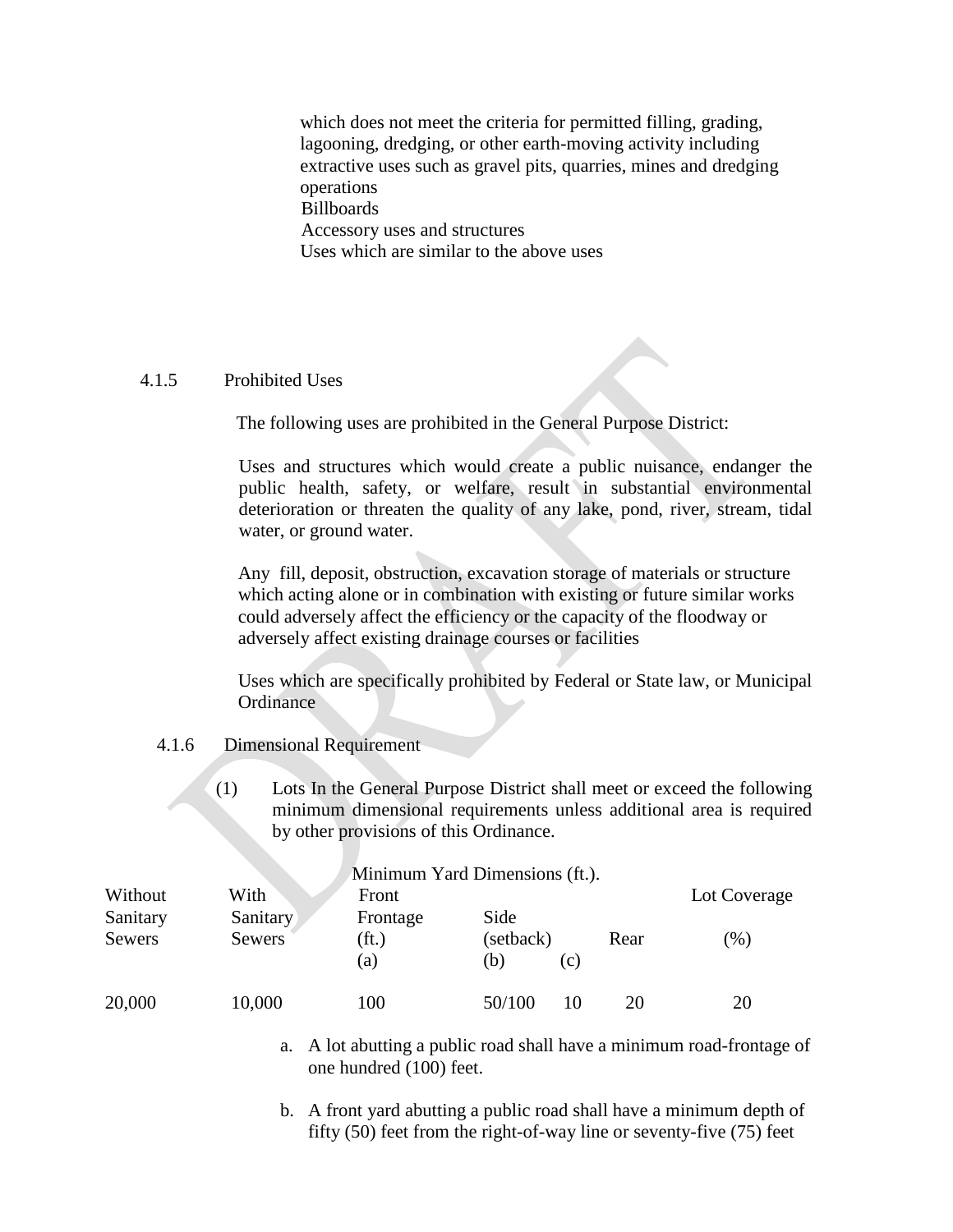which does not meet the criteria for permitted filling, grading, lagooning, dredging, or other earth-moving activity including extractive uses such as gravel pits, quarries, mines and dredging operations

Billboards

Accessory uses and structures

Uses which are similar to the above uses

### 4.1.5 Prohibited Uses

The following uses are prohibited in the General Purpose District:

Uses and structures which would create a public nuisance, endanger the public health, safety, or welfare, result in substantial environmental deterioration or threaten the quality of any lake, pond, river, stream, tidal water, or ground water.

Any fill, deposit, obstruction, excavation storage of materials or structure which acting alone or in combination with existing or future similar works could adversely affect the efficiency or the capacity of the floodway or adversely affect existing drainage courses or facilities

Uses which are specifically prohibited by Federal or State law, or Municipal Ordinance

### 4.1.6 Dimensional Requirement

(1) Lots In the General Purpose District shall meet or exceed the following minimum dimensional requirements unless additional area is required by other provisions of this Ordinance.

| | | Minimum Yard Dimensions (ft.). | | | | |
|---|---|---|---|---|---|---|
| Without Sanitary Sewers | With Sanitary Sewers | Front Frontage (ft.) (a) | Side (setback) (b) | (c) | Rear | Lot Coverage (%) |
| 20,000 | 10,000 | 100 | 50/100 | 10 | 20 | 20 |

a. A lot abutting a public road shall have a minimum road-frontage of one hundred (100) feet.

b. A front yard abutting a public road shall have a minimum depth of fifty (50) feet from the right-of-way line or seventy-five (75) feet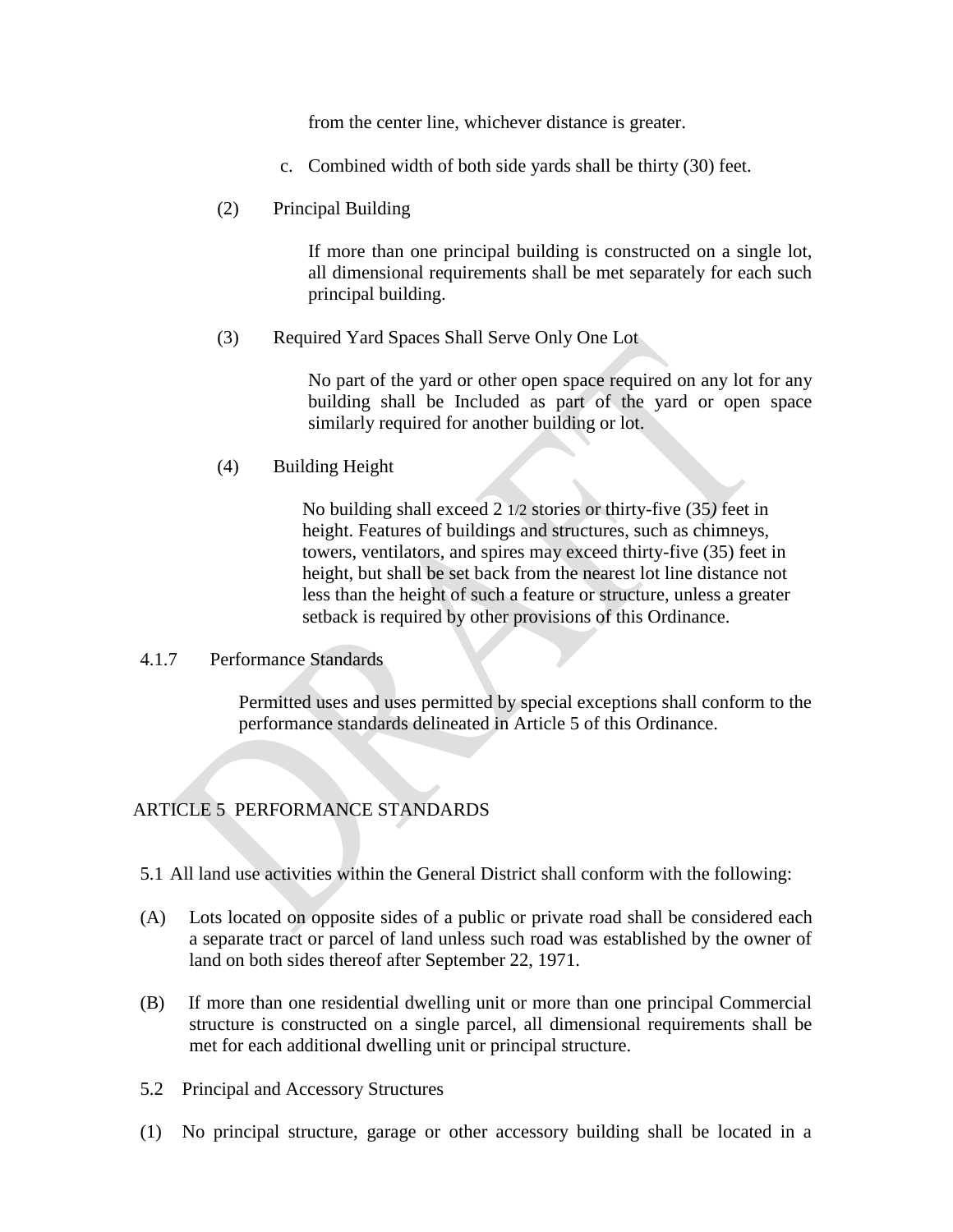from the center line, whichever distance is greater.

c. Combined width of both side yards shall be thirty (30) feet.

(2) Principal Building

If more than one principal building is constructed on a single lot, all dimensional requirements shall be met separately for each such principal building.

(3) Required Yard Spaces Shall Serve Only One Lot

No part of the yard or other open space required on any lot for any building shall be Included as part of the yard or open space similarly required for another building or lot.

(4) Building Height

No building shall exceed 2 1/2 stories or thirty-five (35) feet in height. Features of buildings and structures, such as chimneys, towers, ventilators, and spires may exceed thirty-five (35) feet in height, but shall be set back from the nearest lot line distance not less than the height of such a feature or structure, unless a greater setback is required by other provisions of this Ordinance.

4.1.7 Performance Standards

Permitted uses and uses permitted by special exceptions shall conform to the performance standards delineated in Article 5 of this Ordinance.

## ARTICLE 5 PERFORMANCE STANDARDS

5.1 All land use activities within the General District shall conform with the following:

(A) Lots located on opposite sides of a public or private road shall be considered each a separate tract or parcel of land unless such road was established by the owner of land on both sides thereof after September 22, 1971.

(B) If more than one residential dwelling unit or more than one principal Commercial structure is constructed on a single parcel, all dimensional requirements shall be met for each additional dwelling unit or principal structure.

5.2 Principal and Accessory Structures

(1) No principal structure, garage or other accessory building shall be located in a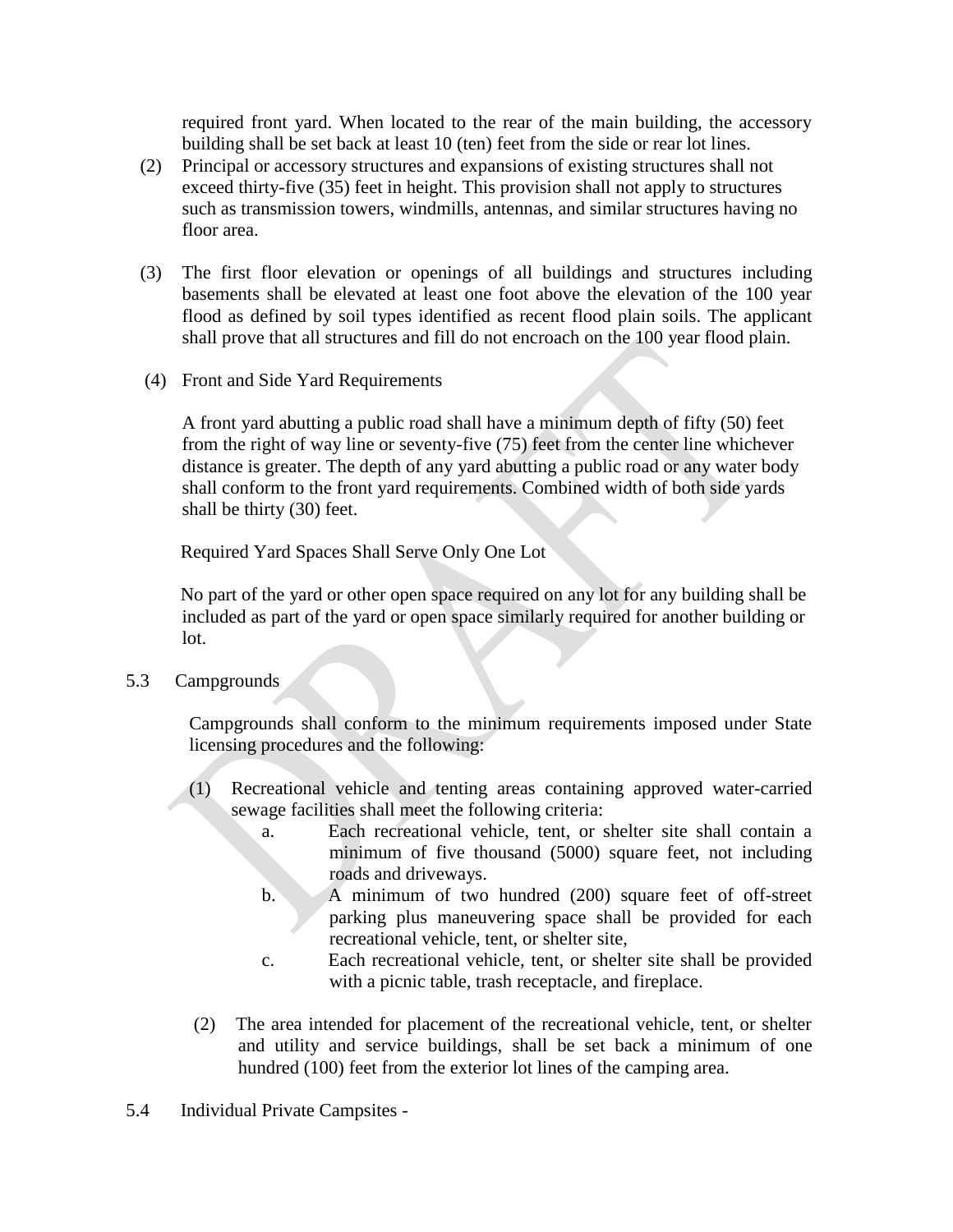required front yard. When located to the rear of the main building, the accessory building shall be set back at least 10 (ten) feet from the side or rear lot lines.

(2) Principal or accessory structures and expansions of existing structures shall not exceed thirty-five (35) feet in height. This provision shall not apply to structures such as transmission towers, windmills, antennas, and similar structures having no floor area.

(3) The first floor elevation or openings of all buildings and structures including basements shall be elevated at least one foot above the elevation of the 100 year flood as defined by soil types identified as recent flood plain soils. The applicant shall prove that all structures and fill do not encroach on the 100 year flood plain.

(4) Front and Side Yard Requirements

A front yard abutting a public road shall have a minimum depth of fifty (50) feet from the right of way line or seventy-five (75) feet from the center line whichever distance is greater. The depth of any yard abutting a public road or any water body shall conform to the front yard requirements. Combined width of both side yards shall be thirty (30) feet.

Required Yard Spaces Shall Serve Only One Lot

No part of the yard or other open space required on any lot for any building shall be included as part of the yard or open space similarly required for another building or lot.

## 5.3 Campgrounds

Campgrounds shall conform to the minimum requirements imposed under State licensing procedures and the following:

(1) Recreational vehicle and tenting areas containing approved water-carried sewage facilities shall meet the following criteria:

a. Each recreational vehicle, tent, or shelter site shall contain a minimum of five thousand (5000) square feet, not including roads and driveways.

b. A minimum of two hundred (200) square feet of off-street parking plus maneuvering space shall be provided for each recreational vehicle, tent, or shelter site,

c. Each recreational vehicle, tent, or shelter site shall be provided with a picnic table, trash receptacle, and fireplace.

(2) The area intended for placement of the recreational vehicle, tent, or shelter and utility and service buildings, shall be set back a minimum of one hundred (100) feet from the exterior lot lines of the camping area.

## 5.4 Individual Private Campsites -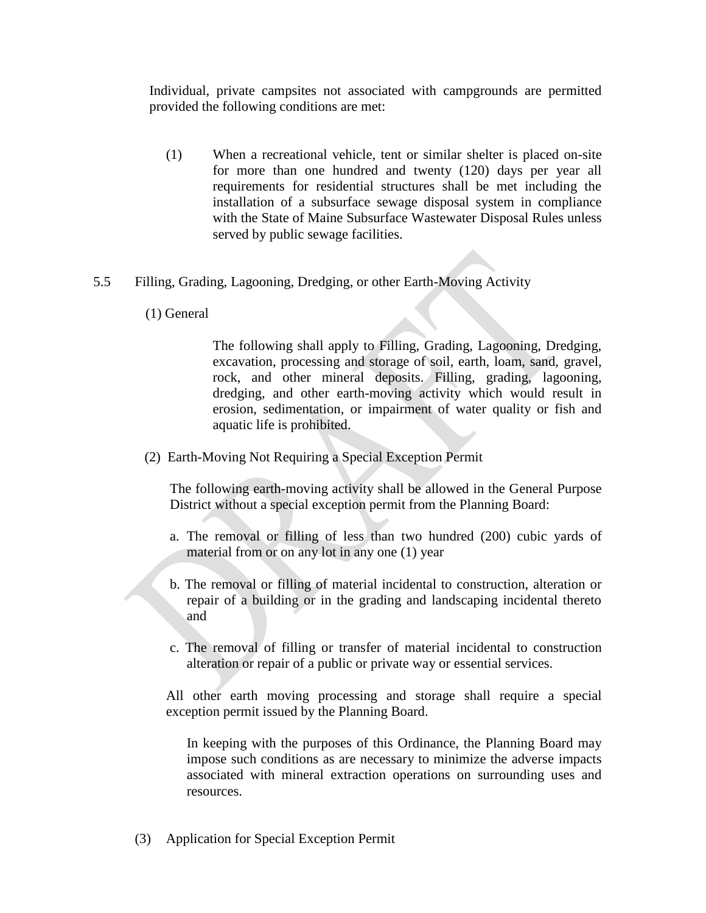Individual, private campsites not associated with campgrounds are permitted provided the following conditions are met:

(1) When a recreational vehicle, tent or similar shelter is placed on-site for more than one hundred and twenty (120) days per year all requirements for residential structures shall be met including the installation of a subsurface sewage disposal system in compliance with the State of Maine Subsurface Wastewater Disposal Rules unless served by public sewage facilities.

## 5.5 Filling, Grading, Lagooning, Dredging, or other Earth-Moving Activity

(1) General

The following shall apply to Filling, Grading, Lagooning, Dredging, excavation, processing and storage of soil, earth, loam, sand, gravel, rock, and other mineral deposits. Filling, grading, lagooning, dredging, and other earth-moving activity which would result in erosion, sedimentation, or impairment of water quality or fish and aquatic life is prohibited.

(2) Earth-Moving Not Requiring a Special Exception Permit

The following earth-moving activity shall be allowed in the General Purpose District without a special exception permit from the Planning Board:

a. The removal or filling of less than two hundred (200) cubic yards of material from or on any lot in any one (1) year

b. The removal or filling of material incidental to construction, alteration or repair of a building or in the grading and landscaping incidental thereto and

c. The removal of filling or transfer of material incidental to construction alteration or repair of a public or private way or essential services.

All other earth moving processing and storage shall require a special exception permit issued by the Planning Board.

In keeping with the purposes of this Ordinance, the Planning Board may impose such conditions as are necessary to minimize the adverse impacts associated with mineral extraction operations on surrounding uses and resources.

(3) Application for Special Exception Permit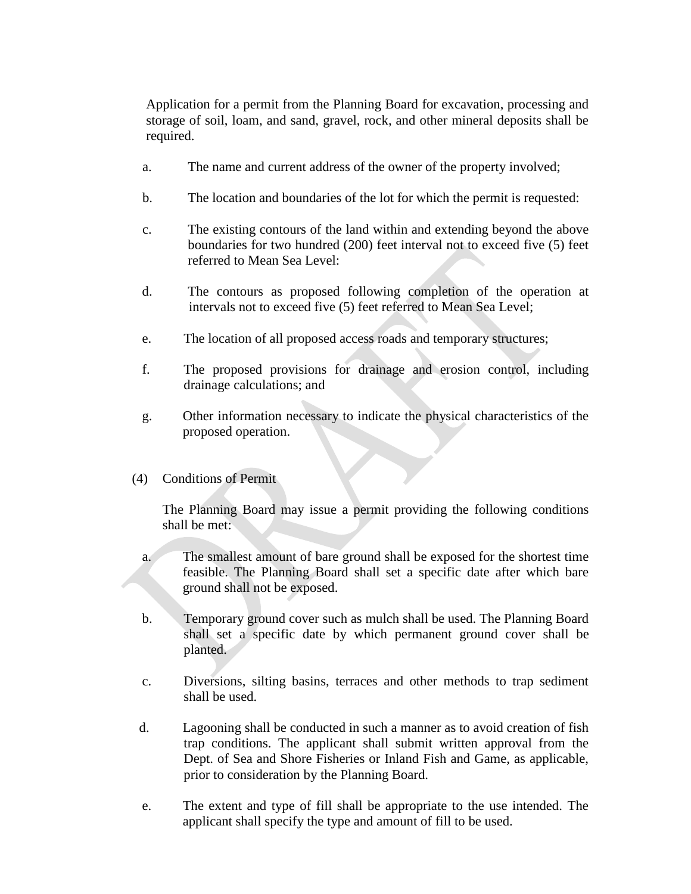Application for a permit from the Planning Board for excavation, processing and storage of soil, loam, and sand, gravel, rock, and other mineral deposits shall be required.

a. The name and current address of the owner of the property involved;

b. The location and boundaries of the lot for which the permit is requested:

c. The existing contours of the land within and extending beyond the above boundaries for two hundred (200) feet interval not to exceed five (5) feet referred to Mean Sea Level:

d. The contours as proposed following completion of the operation at intervals not to exceed five (5) feet referred to Mean Sea Level;

e. The location of all proposed access roads and temporary structures;

f. The proposed provisions for drainage and erosion control, including drainage calculations; and

g. Other information necessary to indicate the physical characteristics of the proposed operation.

(4) Conditions of Permit

The Planning Board may issue a permit providing the following conditions shall be met:

a. The smallest amount of bare ground shall be exposed for the shortest time feasible. The Planning Board shall set a specific date after which bare ground shall not be exposed.

b. Temporary ground cover such as mulch shall be used. The Planning Board shall set a specific date by which permanent ground cover shall be planted.

c. Diversions, silting basins, terraces and other methods to trap sediment shall be used.

d. Lagooning shall be conducted in such a manner as to avoid creation of fish trap conditions. The applicant shall submit written approval from the Dept. of Sea and Shore Fisheries or Inland Fish and Game, as applicable, prior to consideration by the Planning Board.

e. The extent and type of fill shall be appropriate to the use intended. The applicant shall specify the type and amount of fill to be used.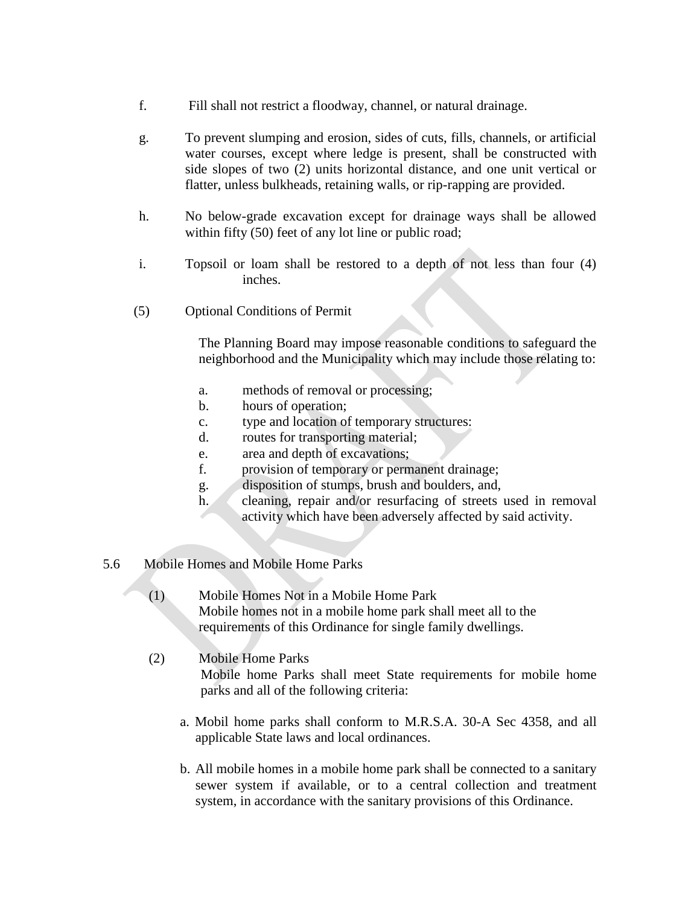f. Fill shall not restrict a floodway, channel, or natural drainage.

g. To prevent slumping and erosion, sides of cuts, fills, channels, or artificial water courses, except where ledge is present, shall be constructed with side slopes of two (2) units horizontal distance, and one unit vertical or flatter, unless bulkheads, retaining walls, or rip-rapping are provided.

h. No below-grade excavation except for drainage ways shall be allowed within fifty (50) feet of any lot line or public road;

i. Topsoil or loam shall be restored to a depth of not less than four (4) inches.

(5) Optional Conditions of Permit

The Planning Board may impose reasonable conditions to safeguard the neighborhood and the Municipality which may include those relating to:

a. methods of removal or processing;
b. hours of operation;
c. type and location of temporary structures:
d. routes for transporting material;
e. area and depth of excavations;
f. provision of temporary or permanent drainage;
g. disposition of stumps, brush and boulders, and,
h. cleaning, repair and/or resurfacing of streets used in removal activity which have been adversely affected by said activity.

## 5.6 Mobile Homes and Mobile Home Parks

(1) Mobile Homes Not in a Mobile Home Park
Mobile homes not in a mobile home park shall meet all to the requirements of this Ordinance for single family dwellings.

(2) Mobile Home Parks
Mobile home Parks shall meet State requirements for mobile home parks and all of the following criteria:

a. Mobil home parks shall conform to M.R.S.A. 30-A Sec 4358, and all applicable State laws and local ordinances.

b. All mobile homes in a mobile home park shall be connected to a sanitary sewer system if available, or to a central collection and treatment system, in accordance with the sanitary provisions of this Ordinance.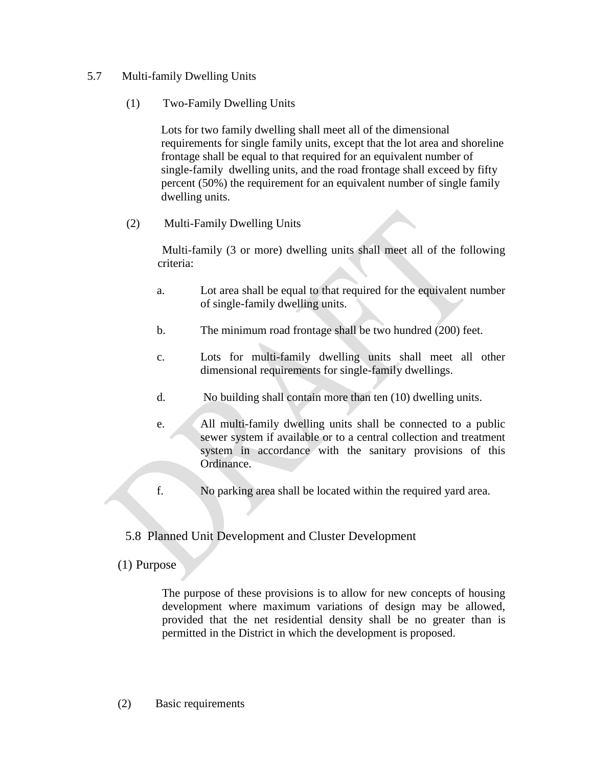## 5.7 Multi-family Dwelling Units

### (1) Two-Family Dwelling Units

Lots for two family dwelling shall meet all of the dimensional requirements for single family units, except that the lot area and shoreline frontage shall be equal to that required for an equivalent number of single-family dwelling units, and the road frontage shall exceed by fifty percent (50%) the requirement for an equivalent number of single family dwelling units.

### (2) Multi-Family Dwelling Units

Multi-family (3 or more) dwelling units shall meet all of the following criteria:

a. Lot area shall be equal to that required for the equivalent number of single-family dwelling units.

b. The minimum road frontage shall be two hundred (200) feet.

c. Lots for multi-family dwelling units shall meet all other dimensional requirements for single-family dwellings.

d. No building shall contain more than ten (10) dwelling units.

e. All multi-family dwelling units shall be connected to a public sewer system if available or to a central collection and treatment system in accordance with the sanitary provisions of this Ordinance.

f. No parking area shall be located within the required yard area.

## 5.8 Planned Unit Development and Cluster Development

### (1) Purpose

The purpose of these provisions is to allow for new concepts of housing development where maximum variations of design may be allowed, provided that the net residential density shall be no greater than is permitted in the District in which the development is proposed.

### (2) Basic requirements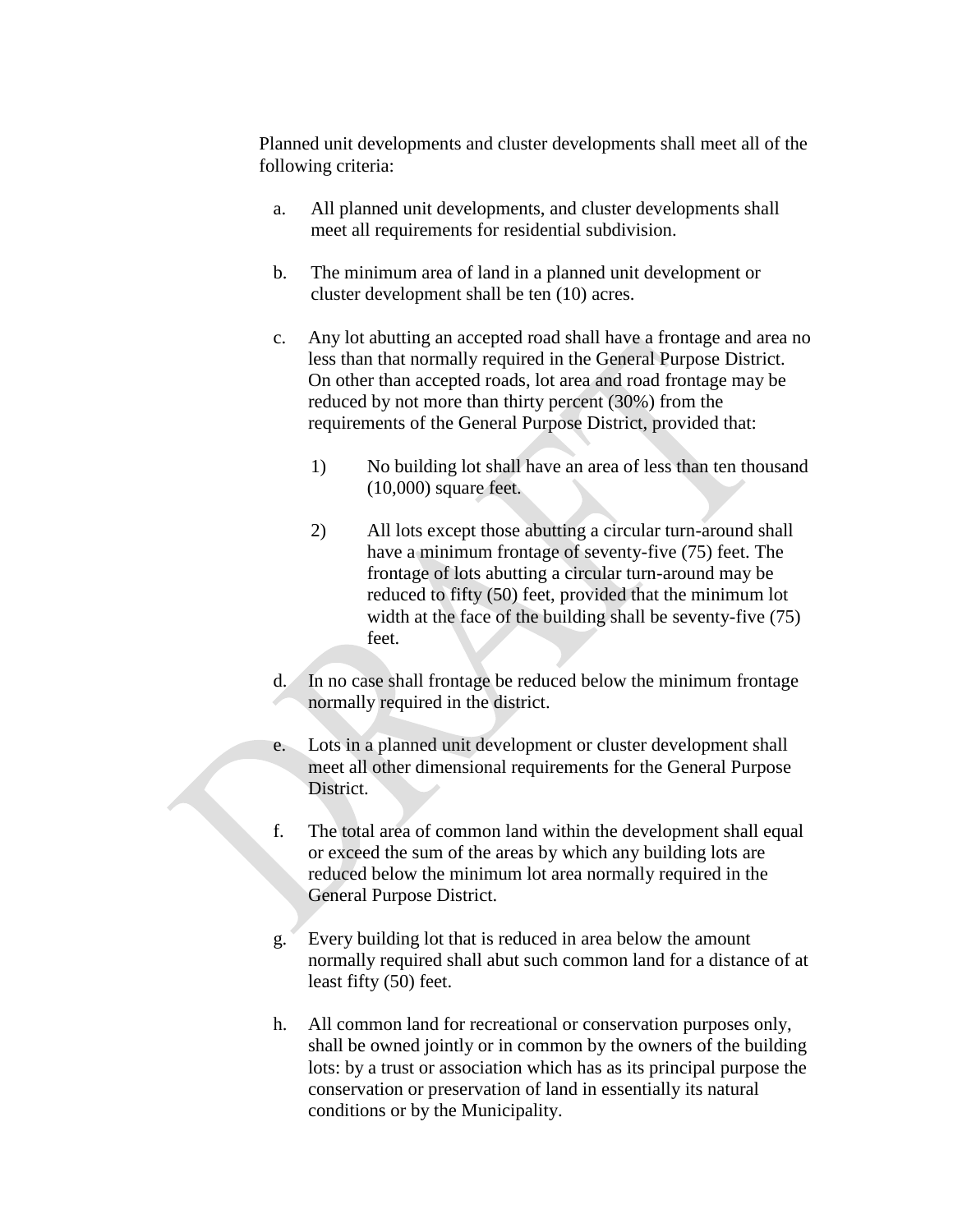Planned unit developments and cluster developments shall meet all of the following criteria:

a. All planned unit developments, and cluster developments shall meet all requirements for residential subdivision.

b. The minimum area of land in a planned unit development or cluster development shall be ten (10) acres.

c. Any lot abutting an accepted road shall have a frontage and area no less than that normally required in the General Purpose District. On other than accepted roads, lot area and road frontage may be reduced by not more than thirty percent (30%) from the requirements of the General Purpose District, provided that:

   1) No building lot shall have an area of less than ten thousand (10,000) square feet.

   2) All lots except those abutting a circular turn-around shall have a minimum frontage of seventy-five (75) feet. The frontage of lots abutting a circular turn-around may be reduced to fifty (50) feet, provided that the minimum lot width at the face of the building shall be seventy-five (75) feet.

d. In no case shall frontage be reduced below the minimum frontage normally required in the district.

e. Lots in a planned unit development or cluster development shall meet all other dimensional requirements for the General Purpose District.

f. The total area of common land within the development shall equal or exceed the sum of the areas by which any building lots are reduced below the minimum lot area normally required in the General Purpose District.

g. Every building lot that is reduced in area below the amount normally required shall abut such common land for a distance of at least fifty (50) feet.

h. All common land for recreational or conservation purposes only, shall be owned jointly or in common by the owners of the building lots: by a trust or association which has as its principal purpose the conservation or preservation of land in essentially its natural conditions or by the Municipality.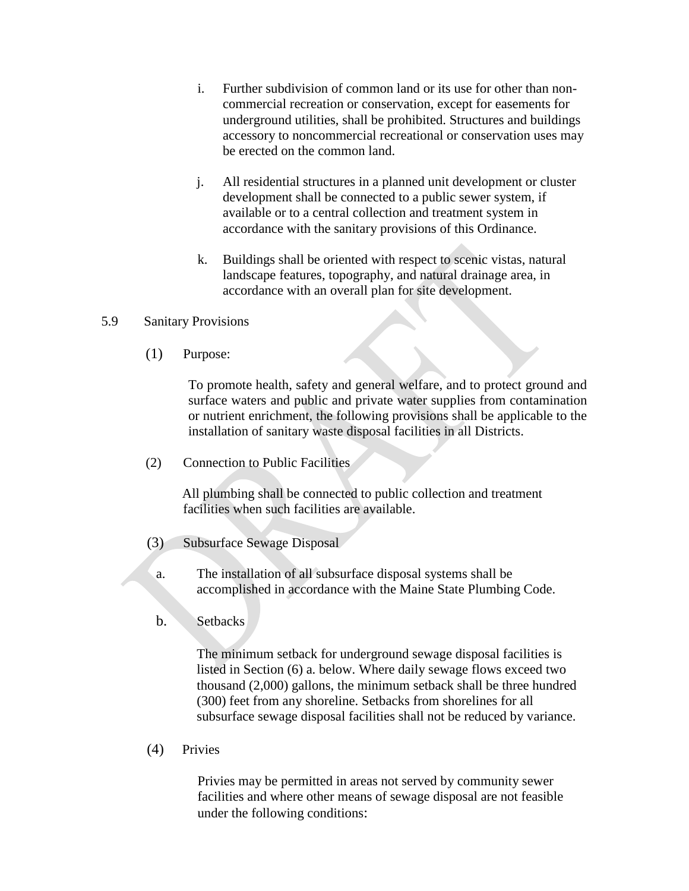i. Further subdivision of common land or its use for other than non-commercial recreation or conservation, except for easements for underground utilities, shall be prohibited. Structures and buildings accessory to noncommercial recreational or conservation uses may be erected on the common land.

j. All residential structures in a planned unit development or cluster development shall be connected to a public sewer system, if available or to a central collection and treatment system in accordance with the sanitary provisions of this Ordinance.

k. Buildings shall be oriented with respect to scenic vistas, natural landscape features, topography, and natural drainage area, in accordance with an overall plan for site development.

5.9 Sanitary Provisions

(1) Purpose:

To promote health, safety and general welfare, and to protect ground and surface waters and public and private water supplies from contamination or nutrient enrichment, the following provisions shall be applicable to the installation of sanitary waste disposal facilities in all Districts.

(2) Connection to Public Facilities

All plumbing shall be connected to public collection and treatment facilities when such facilities are available.

(3) Subsurface Sewage Disposal

a. The installation of all subsurface disposal systems shall be accomplished in accordance with the Maine State Plumbing Code.

b. Setbacks

The minimum setback for underground sewage disposal facilities is listed in Section (6) a. below. Where daily sewage flows exceed two thousand (2,000) gallons, the minimum setback shall be three hundred (300) feet from any shoreline. Setbacks from shorelines for all subsurface sewage disposal facilities shall not be reduced by variance.

(4) Privies

Privies may be permitted in areas not served by community sewer facilities and where other means of sewage disposal are not feasible under the following conditions: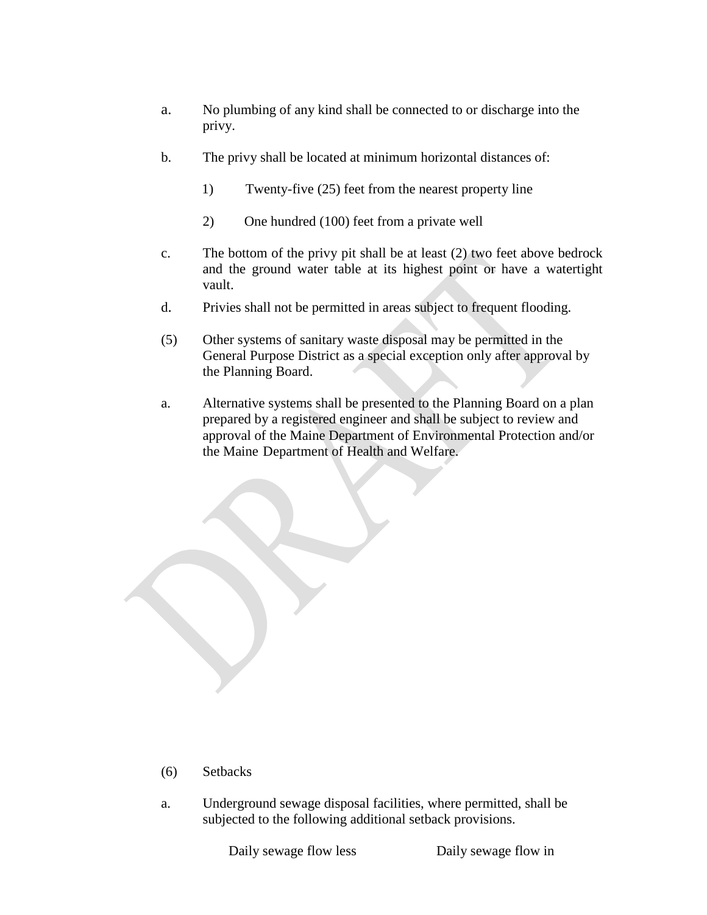a. No plumbing of any kind shall be connected to or discharge into the privy.

b. The privy shall be located at minimum horizontal distances of:

   1) Twenty-five (25) feet from the nearest property line

   2) One hundred (100) feet from a private well

c. The bottom of the privy pit shall be at least (2) two feet above bedrock and the ground water table at its highest point or have a watertight vault.

d. Privies shall not be permitted in areas subject to frequent flooding.

(5) Other systems of sanitary waste disposal may be permitted in the General Purpose District as a special exception only after approval by the Planning Board.

a. Alternative systems shall be presented to the Planning Board on a plan prepared by a registered engineer and shall be subject to review and approval of the Maine Department of Environmental Protection and/or the Maine Department of Health and Welfare.

(6) Setbacks

a. Underground sewage disposal facilities, where permitted, shall be subjected to the following additional setback provisions.

Daily sewage flow less

Daily sewage flow in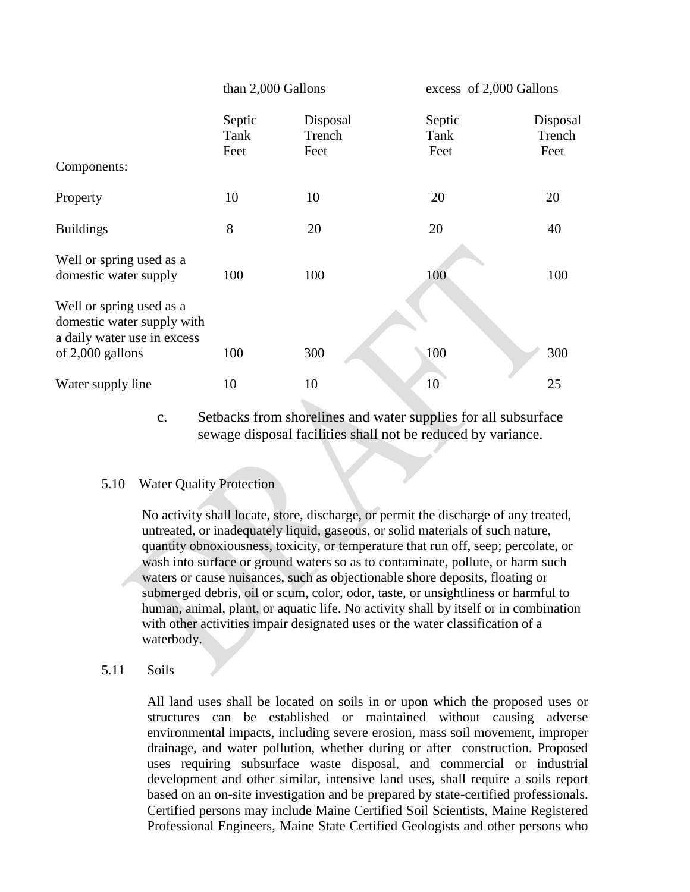| | than 2,000 Gallons | | excess of 2,000 Gallons | |
|---|---|---|---|---|
| | Septic Tank Feet | Disposal Trench Feet | Septic Tank Feet | Disposal Trench Feet |
| Components: | | | | |
| Property | 10 | 10 | 20 | 20 |
| Buildings | 8 | 20 | 20 | 40 |
| Well or spring used as a domestic water supply | 100 | 100 | 100 | 100 |
| Well or spring used as a domestic water supply with a daily water use in excess of 2,000 gallons | 100 | 300 | 100 | 300 |
| Water supply line | 10 | 10 | 10 | 25 |

c. Setbacks from shorelines and water supplies for all subsurface sewage disposal facilities shall not be reduced by variance.

### 5.10 Water Quality Protection

No activity shall locate, store, discharge, or permit the discharge of any treated, untreated, or inadequately liquid, gaseous, or solid materials of such nature, quantity obnoxiousness, toxicity, or temperature that run off, seep; percolate, or wash into surface or ground waters so as to contaminate, pollute, or harm such waters or cause nuisances, such as objectionable shore deposits, floating or submerged debris, oil or scum, color, odor, taste, or unsightliness or harmful to human, animal, plant, or aquatic life. No activity shall by itself or in combination with other activities impair designated uses or the water classification of a waterbody.

### 5.11 Soils

All land uses shall be located on soils in or upon which the proposed uses or structures can be established or maintained without causing adverse environmental impacts, including severe erosion, mass soil movement, improper drainage, and water pollution, whether during or after construction. Proposed uses requiring subsurface waste disposal, and commercial or industrial development and other similar, intensive land uses, shall require a soils report based on an on-site investigation and be prepared by state-certified professionals. Certified persons may include Maine Certified Soil Scientists, Maine Registered Professional Engineers, Maine State Certified Geologists and other persons who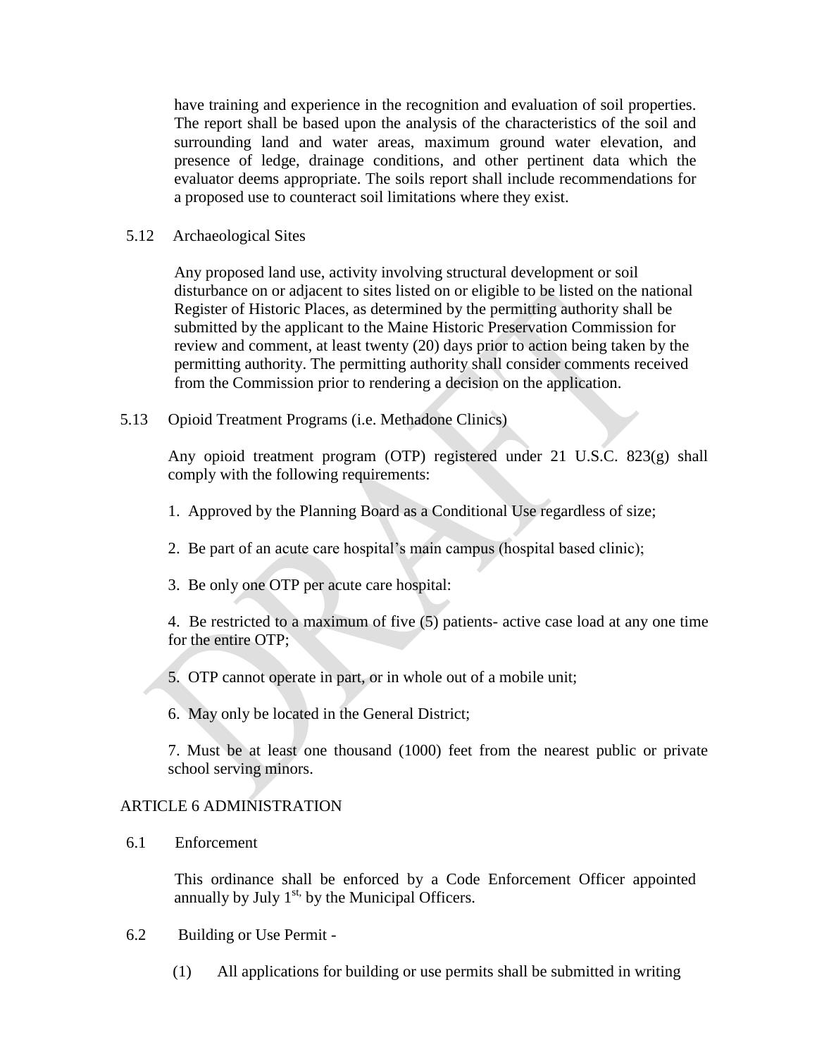have training and experience in the recognition and evaluation of soil properties. The report shall be based upon the analysis of the characteristics of the soil and surrounding land and water areas, maximum ground water elevation, and presence of ledge, drainage conditions, and other pertinent data which the evaluator deems appropriate. The soils report shall include recommendations for a proposed use to counteract soil limitations where they exist.

5.12 Archaeological Sites

Any proposed land use, activity involving structural development or soil disturbance on or adjacent to sites listed on or eligible to be listed on the national Register of Historic Places, as determined by the permitting authority shall be submitted by the applicant to the Maine Historic Preservation Commission for review and comment, at least twenty (20) days prior to action being taken by the permitting authority. The permitting authority shall consider comments received from the Commission prior to rendering a decision on the application.

5.13 Opioid Treatment Programs (i.e. Methadone Clinics)

Any opioid treatment program (OTP) registered under 21 U.S.C. 823(g) shall comply with the following requirements:

1. Approved by the Planning Board as a Conditional Use regardless of size;

2. Be part of an acute care hospital's main campus (hospital based clinic);

3. Be only one OTP per acute care hospital:

4. Be restricted to a maximum of five (5) patients- active case load at any one time for the entire OTP;

5. OTP cannot operate in part, or in whole out of a mobile unit;

6. May only be located in the General District;

7. Must be at least one thousand (1000) feet from the nearest public or private school serving minors.

## ARTICLE 6 ADMINISTRATION

6.1 Enforcement

This ordinance shall be enforced by a Code Enforcement Officer appointed annually by July 1st, by the Municipal Officers.

6.2 Building or Use Permit -

(1) All applications for building or use permits shall be submitted in writing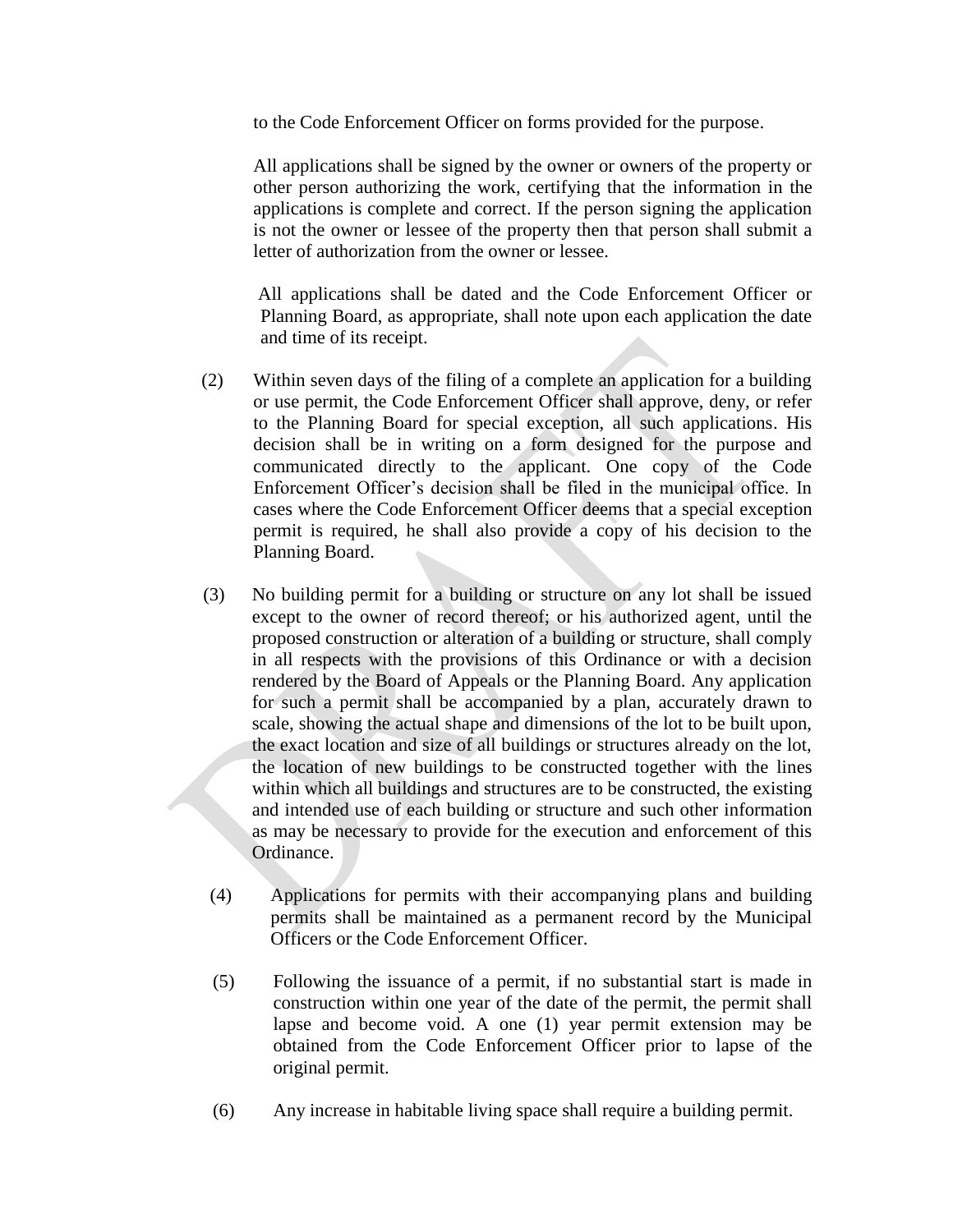to the Code Enforcement Officer on forms provided for the purpose.

All applications shall be signed by the owner or owners of the property or other person authorizing the work, certifying that the information in the applications is complete and correct. If the person signing the application is not the owner or lessee of the property then that person shall submit a letter of authorization from the owner or lessee.

All applications shall be dated and the Code Enforcement Officer or Planning Board, as appropriate, shall note upon each application the date and time of its receipt.

(2) Within seven days of the filing of a complete an application for a building or use permit, the Code Enforcement Officer shall approve, deny, or refer to the Planning Board for special exception, all such applications. His decision shall be in writing on a form designed for the purpose and communicated directly to the applicant. One copy of the Code Enforcement Officer's decision shall be filed in the municipal office. In cases where the Code Enforcement Officer deems that a special exception permit is required, he shall also provide a copy of his decision to the Planning Board.

(3) No building permit for a building or structure on any lot shall be issued except to the owner of record thereof; or his authorized agent, until the proposed construction or alteration of a building or structure, shall comply in all respects with the provisions of this Ordinance or with a decision rendered by the Board of Appeals or the Planning Board. Any application for such a permit shall be accompanied by a plan, accurately drawn to scale, showing the actual shape and dimensions of the lot to be built upon, the exact location and size of all buildings or structures already on the lot, the location of new buildings to be constructed together with the lines within which all buildings and structures are to be constructed, the existing and intended use of each building or structure and such other information as may be necessary to provide for the execution and enforcement of this Ordinance.

(4) Applications for permits with their accompanying plans and building permits shall be maintained as a permanent record by the Municipal Officers or the Code Enforcement Officer.

(5) Following the issuance of a permit, if no substantial start is made in construction within one year of the date of the permit, the permit shall lapse and become void. A one (1) year permit extension may be obtained from the Code Enforcement Officer prior to lapse of the original permit.

(6) Any increase in habitable living space shall require a building permit.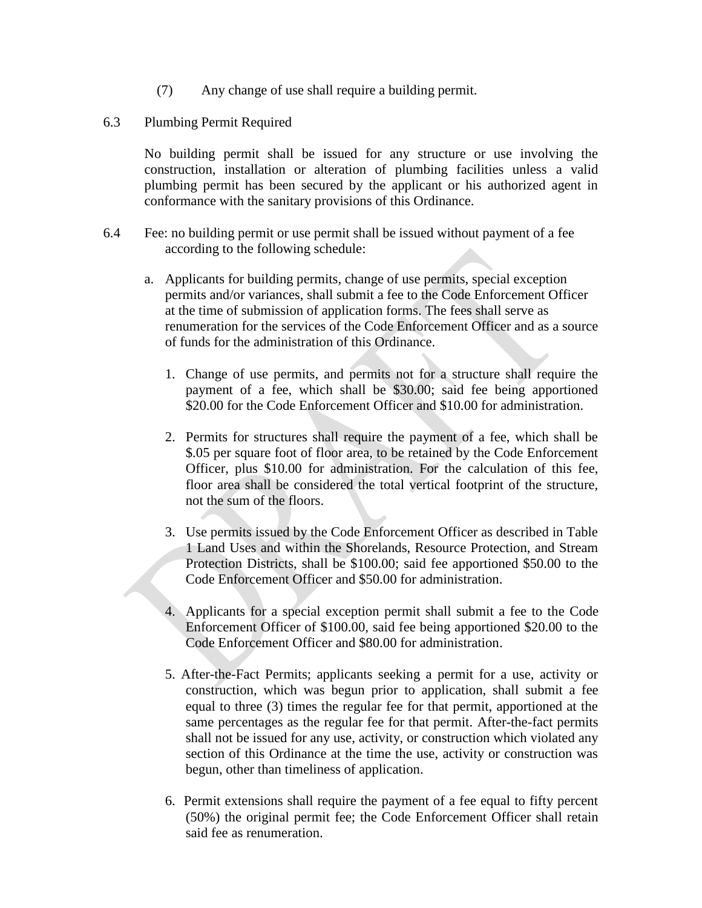(7) Any change of use shall require a building permit.

6.3 Plumbing Permit Required

No building permit shall be issued for any structure or use involving the construction, installation or alteration of plumbing facilities unless a valid plumbing permit has been secured by the applicant or his authorized agent in conformance with the sanitary provisions of this Ordinance.

6.4 Fee: no building permit or use permit shall be issued without payment of a fee according to the following schedule:

a. Applicants for building permits, change of use permits, special exception permits and/or variances, shall submit a fee to the Code Enforcement Officer at the time of submission of application forms. The fees shall serve as renumeration for the services of the Code Enforcement Officer and as a source of funds for the administration of this Ordinance.

1. Change of use permits, and permits not for a structure shall require the payment of a fee, which shall be $30.00; said fee being apportioned $20.00 for the Code Enforcement Officer and $10.00 for administration.

2. Permits for structures shall require the payment of a fee, which shall be $.05 per square foot of floor area, to be retained by the Code Enforcement Officer, plus $10.00 for administration. For the calculation of this fee, floor area shall be considered the total vertical footprint of the structure, not the sum of the floors.

3. Use permits issued by the Code Enforcement Officer as described in Table 1 Land Uses and within the Shorelands, Resource Protection, and Stream Protection Districts, shall be $100.00; said fee apportioned $50.00 to the Code Enforcement Officer and $50.00 for administration.

4. Applicants for a special exception permit shall submit a fee to the Code Enforcement Officer of $100.00, said fee being apportioned $20.00 to the Code Enforcement Officer and $80.00 for administration.

5. After-the-Fact Permits; applicants seeking a permit for a use, activity or construction, which was begun prior to application, shall submit a fee equal to three (3) times the regular fee for that permit, apportioned at the same percentages as the regular fee for that permit. After-the-fact permits shall not be issued for any use, activity, or construction which violated any section of this Ordinance at the time the use, activity or construction was begun, other than timeliness of application.

6. Permit extensions shall require the payment of a fee equal to fifty percent (50%) the original permit fee; the Code Enforcement Officer shall retain said fee as renumeration.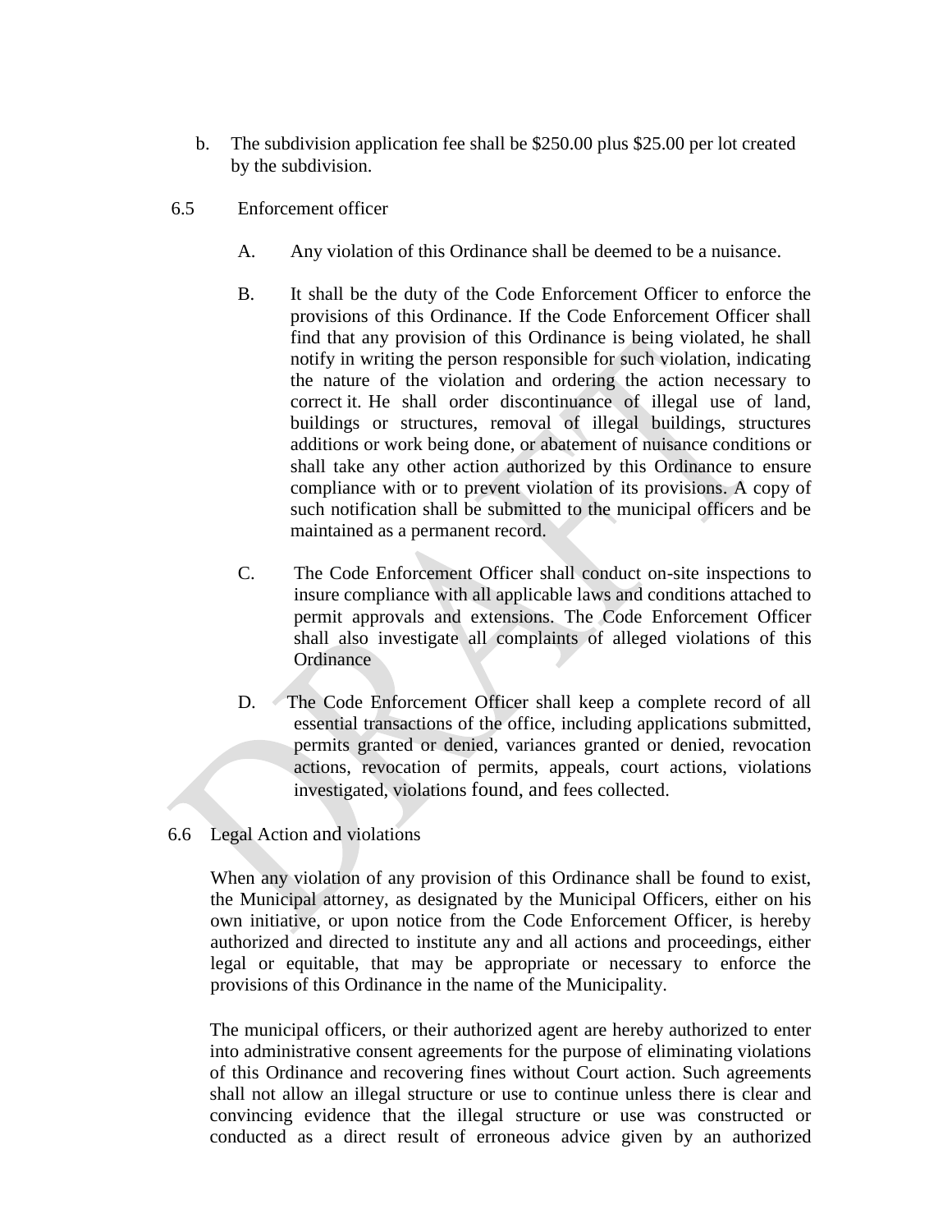b. The subdivision application fee shall be $250.00 plus $25.00 per lot created by the subdivision.

### 6.5 Enforcement officer

A. Any violation of this Ordinance shall be deemed to be a nuisance.

B. It shall be the duty of the Code Enforcement Officer to enforce the provisions of this Ordinance. If the Code Enforcement Officer shall find that any provision of this Ordinance is being violated, he shall notify in writing the person responsible for such violation, indicating the nature of the violation and ordering the action necessary to correct it. He shall order discontinuance of illegal use of land, buildings or structures, removal of illegal buildings, structures additions or work being done, or abatement of nuisance conditions or shall take any other action authorized by this Ordinance to ensure compliance with or to prevent violation of its provisions. A copy of such notification shall be submitted to the municipal officers and be maintained as a permanent record.

C. The Code Enforcement Officer shall conduct on-site inspections to insure compliance with all applicable laws and conditions attached to permit approvals and extensions. The Code Enforcement Officer shall also investigate all complaints of alleged violations of this Ordinance

D. The Code Enforcement Officer shall keep a complete record of all essential transactions of the office, including applications submitted, permits granted or denied, variances granted or denied, revocation actions, revocation of permits, appeals, court actions, violations investigated, violations found, and fees collected.

### 6.6 Legal Action and violations

When any violation of any provision of this Ordinance shall be found to exist, the Municipal attorney, as designated by the Municipal Officers, either on his own initiative, or upon notice from the Code Enforcement Officer, is hereby authorized and directed to institute any and all actions and proceedings, either legal or equitable, that may be appropriate or necessary to enforce the provisions of this Ordinance in the name of the Municipality.

The municipal officers, or their authorized agent are hereby authorized to enter into administrative consent agreements for the purpose of eliminating violations of this Ordinance and recovering fines without Court action. Such agreements shall not allow an illegal structure or use to continue unless there is clear and convincing evidence that the illegal structure or use was constructed or conducted as a direct result of erroneous advice given by an authorized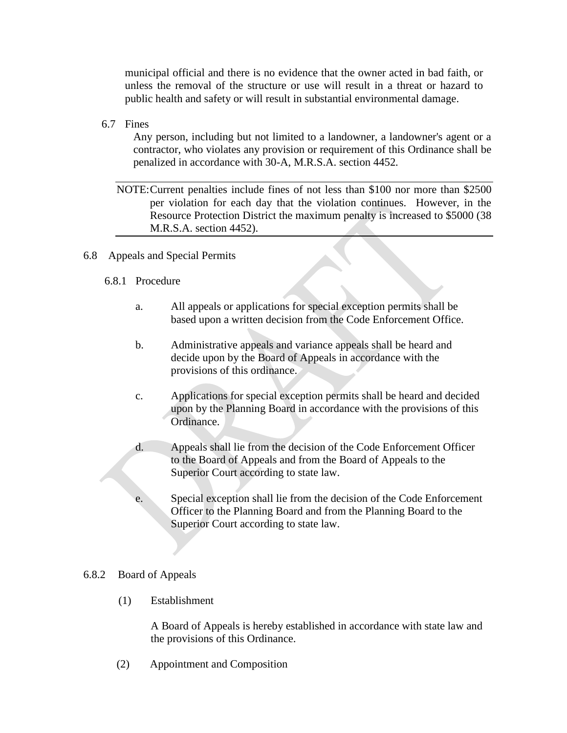municipal official and there is no evidence that the owner acted in bad faith, or unless the removal of the structure or use will result in a threat or hazard to public health and safety or will result in substantial environmental damage.

6.7 Fines

Any person, including but not limited to a landowner, a landowner's agent or a contractor, who violates any provision or requirement of this Ordinance shall be penalized in accordance with 30-A, M.R.S.A. section 4452.

---

NOTE: Current penalties include fines of not less than $100 nor more than $2500 per violation for each day that the violation continues. However, in the Resource Protection District the maximum penalty is increased to $5000 (38 M.R.S.A. section 4452).

---

6.8 Appeals and Special Permits

6.8.1 Procedure

a. All appeals or applications for special exception permits shall be based upon a written decision from the Code Enforcement Office.

b. Administrative appeals and variance appeals shall be heard and decide upon by the Board of Appeals in accordance with the provisions of this ordinance.

c. Applications for special exception permits shall be heard and decided upon by the Planning Board in accordance with the provisions of this Ordinance.

d. Appeals shall lie from the decision of the Code Enforcement Officer to the Board of Appeals and from the Board of Appeals to the Superior Court according to state law.

e. Special exception shall lie from the decision of the Code Enforcement Officer to the Planning Board and from the Planning Board to the Superior Court according to state law.

6.8.2 Board of Appeals

(1) Establishment

A Board of Appeals is hereby established in accordance with state law and the provisions of this Ordinance.

(2) Appointment and Composition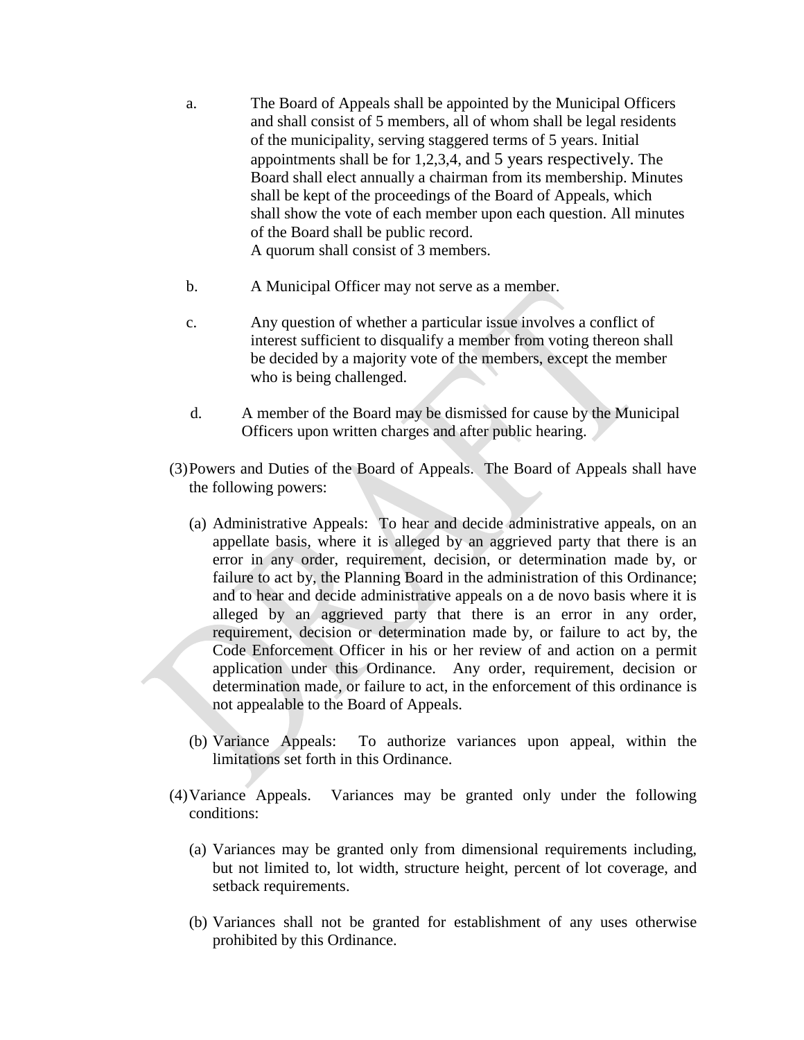a. The Board of Appeals shall be appointed by the Municipal Officers and shall consist of 5 members, all of whom shall be legal residents of the municipality, serving staggered terms of 5 years. Initial appointments shall be for 1,2,3,4, and 5 years respectively. The Board shall elect annually a chairman from its membership. Minutes shall be kept of the proceedings of the Board of Appeals, which shall show the vote of each member upon each question. All minutes of the Board shall be public record.
A quorum shall consist of 3 members.

b. A Municipal Officer may not serve as a member.

c. Any question of whether a particular issue involves a conflict of interest sufficient to disqualify a member from voting thereon shall be decided by a majority vote of the members, except the member who is being challenged.

d. A member of the Board may be dismissed for cause by the Municipal Officers upon written charges and after public hearing.

(3) Powers and Duties of the Board of Appeals. The Board of Appeals shall have the following powers:

(a) Administrative Appeals: To hear and decide administrative appeals, on an appellate basis, where it is alleged by an aggrieved party that there is an error in any order, requirement, decision, or determination made by, or failure to act by, the Planning Board in the administration of this Ordinance; and to hear and decide administrative appeals on a de novo basis where it is alleged by an aggrieved party that there is an error in any order, requirement, decision or determination made by, or failure to act by, the Code Enforcement Officer in his or her review of and action on a permit application under this Ordinance. Any order, requirement, decision or determination made, or failure to act, in the enforcement of this ordinance is not appealable to the Board of Appeals.

(b) Variance Appeals: To authorize variances upon appeal, within the limitations set forth in this Ordinance.

(4) Variance Appeals. Variances may be granted only under the following conditions:

(a) Variances may be granted only from dimensional requirements including, but not limited to, lot width, structure height, percent of lot coverage, and setback requirements.

(b) Variances shall not be granted for establishment of any uses otherwise prohibited by this Ordinance.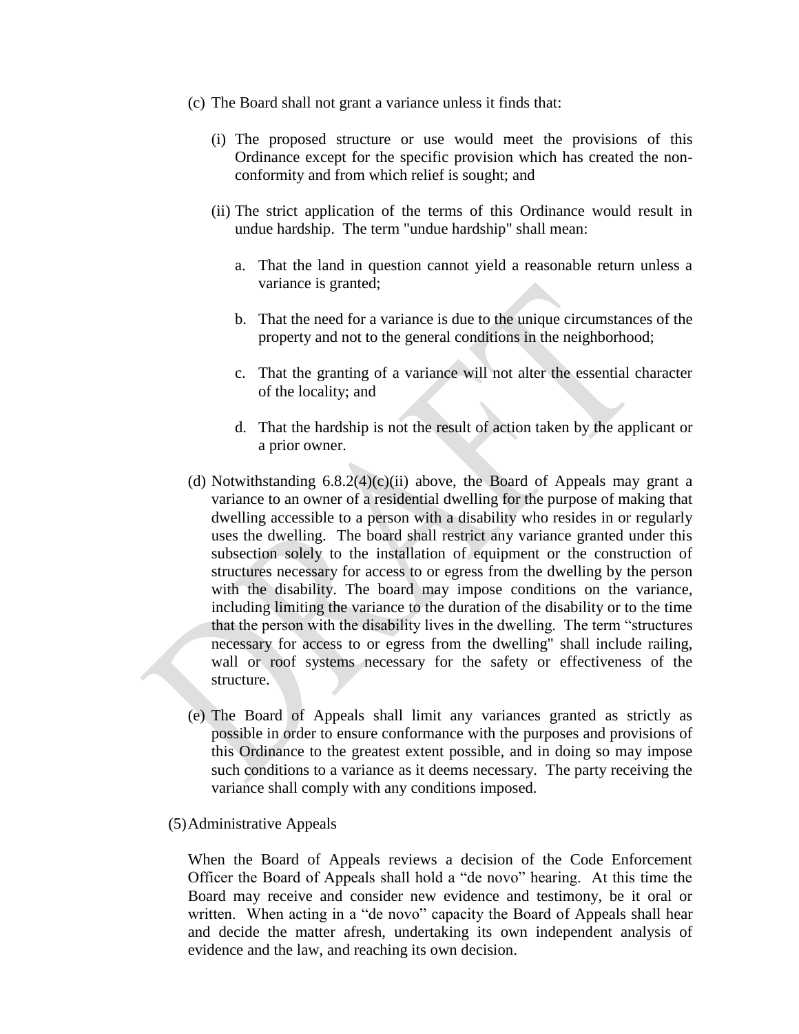(c) The Board shall not grant a variance unless it finds that:

   (i) The proposed structure or use would meet the provisions of this Ordinance except for the specific provision which has created the non-conformity and from which relief is sought; and

   (ii) The strict application of the terms of this Ordinance would result in undue hardship. The term "undue hardship" shall mean:

      a. That the land in question cannot yield a reasonable return unless a variance is granted;

      b. That the need for a variance is due to the unique circumstances of the property and not to the general conditions in the neighborhood;

      c. That the granting of a variance will not alter the essential character of the locality; and

      d. That the hardship is not the result of action taken by the applicant or a prior owner.

(d) Notwithstanding 6.8.2(4)(c)(ii) above, the Board of Appeals may grant a variance to an owner of a residential dwelling for the purpose of making that dwelling accessible to a person with a disability who resides in or regularly uses the dwelling. The board shall restrict any variance granted under this subsection solely to the installation of equipment or the construction of structures necessary for access to or egress from the dwelling by the person with the disability. The board may impose conditions on the variance, including limiting the variance to the duration of the disability or to the time that the person with the disability lives in the dwelling. The term "structures necessary for access to or egress from the dwelling" shall include railing, wall or roof systems necessary for the safety or effectiveness of the structure.

(e) The Board of Appeals shall limit any variances granted as strictly as possible in order to ensure conformance with the purposes and provisions of this Ordinance to the greatest extent possible, and in doing so may impose such conditions to a variance as it deems necessary. The party receiving the variance shall comply with any conditions imposed.

(5) Administrative Appeals

When the Board of Appeals reviews a decision of the Code Enforcement Officer the Board of Appeals shall hold a "de novo" hearing. At this time the Board may receive and consider new evidence and testimony, be it oral or written. When acting in a "de novo" capacity the Board of Appeals shall hear and decide the matter afresh, undertaking its own independent analysis of evidence and the law, and reaching its own decision.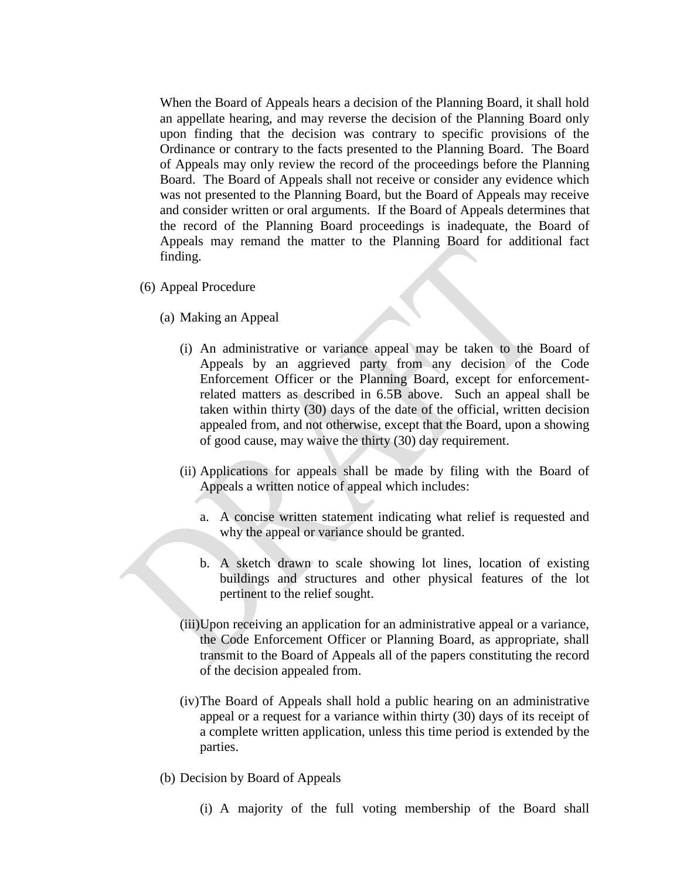When the Board of Appeals hears a decision of the Planning Board, it shall hold an appellate hearing, and may reverse the decision of the Planning Board only upon finding that the decision was contrary to specific provisions of the Ordinance or contrary to the facts presented to the Planning Board. The Board of Appeals may only review the record of the proceedings before the Planning Board. The Board of Appeals shall not receive or consider any evidence which was not presented to the Planning Board, but the Board of Appeals may receive and consider written or oral arguments. If the Board of Appeals determines that the record of the Planning Board proceedings is inadequate, the Board of Appeals may remand the matter to the Planning Board for additional fact finding.

(6) Appeal Procedure

(a) Making an Appeal

(i) An administrative or variance appeal may be taken to the Board of Appeals by an aggrieved party from any decision of the Code Enforcement Officer or the Planning Board, except for enforcement-related matters as described in 6.5B above. Such an appeal shall be taken within thirty (30) days of the date of the official, written decision appealed from, and not otherwise, except that the Board, upon a showing of good cause, may waive the thirty (30) day requirement.

(ii) Applications for appeals shall be made by filing with the Board of Appeals a written notice of appeal which includes:

a. A concise written statement indicating what relief is requested and why the appeal or variance should be granted.

b. A sketch drawn to scale showing lot lines, location of existing buildings and structures and other physical features of the lot pertinent to the relief sought.

(iii) Upon receiving an application for an administrative appeal or a variance, the Code Enforcement Officer or Planning Board, as appropriate, shall transmit to the Board of Appeals all of the papers constituting the record of the decision appealed from.

(iv) The Board of Appeals shall hold a public hearing on an administrative appeal or a request for a variance within thirty (30) days of its receipt of a complete written application, unless this time period is extended by the parties.

(b) Decision by Board of Appeals

(i) A majority of the full voting membership of the Board shall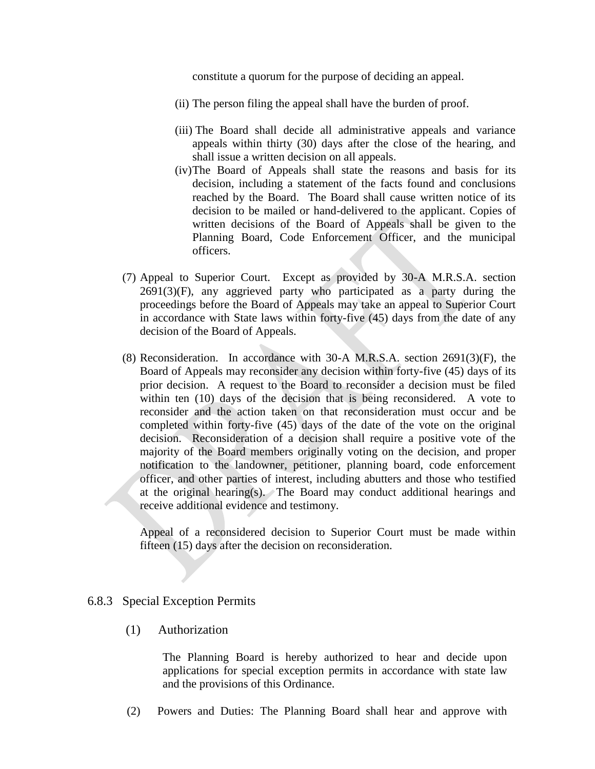constitute a quorum for the purpose of deciding an appeal.

(ii) The person filing the appeal shall have the burden of proof.

(iii) The Board shall decide all administrative appeals and variance appeals within thirty (30) days after the close of the hearing, and shall issue a written decision on all appeals.

(iv) The Board of Appeals shall state the reasons and basis for its decision, including a statement of the facts found and conclusions reached by the Board. The Board shall cause written notice of its decision to be mailed or hand-delivered to the applicant. Copies of written decisions of the Board of Appeals shall be given to the Planning Board, Code Enforcement Officer, and the municipal officers.

(7) Appeal to Superior Court. Except as provided by 30-A M.R.S.A. section 2691(3)(F), any aggrieved party who participated as a party during the proceedings before the Board of Appeals may take an appeal to Superior Court in accordance with State laws within forty-five (45) days from the date of any decision of the Board of Appeals.

(8) Reconsideration. In accordance with 30-A M.R.S.A. section 2691(3)(F), the Board of Appeals may reconsider any decision within forty-five (45) days of its prior decision. A request to the Board to reconsider a decision must be filed within ten (10) days of the decision that is being reconsidered. A vote to reconsider and the action taken on that reconsideration must occur and be completed within forty-five (45) days of the date of the vote on the original decision. Reconsideration of a decision shall require a positive vote of the majority of the Board members originally voting on the decision, and proper notification to the landowner, petitioner, planning board, code enforcement officer, and other parties of interest, including abutters and those who testified at the original hearing(s). The Board may conduct additional hearings and receive additional evidence and testimony.

Appeal of a reconsidered decision to Superior Court must be made within fifteen (15) days after the decision on reconsideration.

6.8.3 Special Exception Permits

(1) Authorization

The Planning Board is hereby authorized to hear and decide upon applications for special exception permits in accordance with state law and the provisions of this Ordinance.

(2) Powers and Duties: The Planning Board shall hear and approve with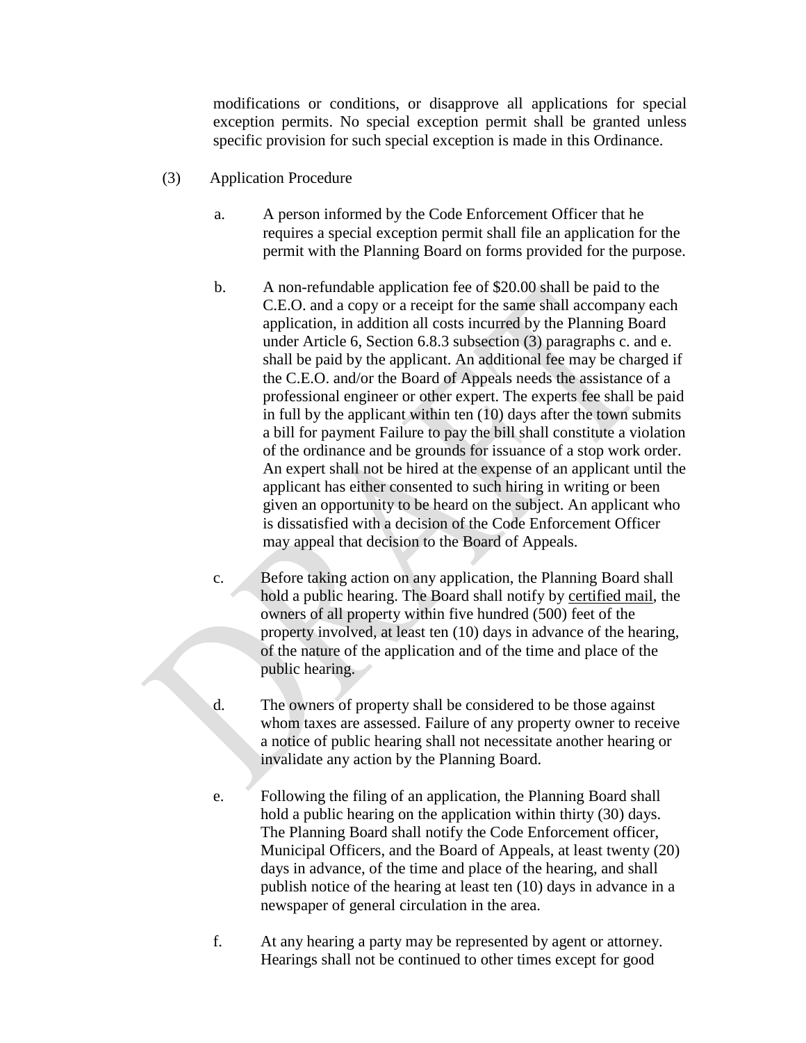modifications or conditions, or disapprove all applications for special exception permits. No special exception permit shall be granted unless specific provision for such special exception is made in this Ordinance.

(3) Application Procedure

a. A person informed by the Code Enforcement Officer that he requires a special exception permit shall file an application for the permit with the Planning Board on forms provided for the purpose.

b. A non-refundable application fee of $20.00 shall be paid to the C.E.O. and a copy or a receipt for the same shall accompany each application, in addition all costs incurred by the Planning Board under Article 6, Section 6.8.3 subsection (3) paragraphs c. and e. shall be paid by the applicant. An additional fee may be charged if the C.E.O. and/or the Board of Appeals needs the assistance of a professional engineer or other expert. The experts fee shall be paid in full by the applicant within ten (10) days after the town submits a bill for payment Failure to pay the bill shall constitute a violation of the ordinance and be grounds for issuance of a stop work order. An expert shall not be hired at the expense of an applicant until the applicant has either consented to such hiring in writing or been given an opportunity to be heard on the subject. An applicant who is dissatisfied with a decision of the Code Enforcement Officer may appeal that decision to the Board of Appeals.

c. Before taking action on any application, the Planning Board shall hold a public hearing. The Board shall notify by certified mail, the owners of all property within five hundred (500) feet of the property involved, at least ten (10) days in advance of the hearing, of the nature of the application and of the time and place of the public hearing.

d. The owners of property shall be considered to be those against whom taxes are assessed. Failure of any property owner to receive a notice of public hearing shall not necessitate another hearing or invalidate any action by the Planning Board.

e. Following the filing of an application, the Planning Board shall hold a public hearing on the application within thirty (30) days. The Planning Board shall notify the Code Enforcement officer, Municipal Officers, and the Board of Appeals, at least twenty (20) days in advance, of the time and place of the hearing, and shall publish notice of the hearing at least ten (10) days in advance in a newspaper of general circulation in the area.

f. At any hearing a party may be represented by agent or attorney. Hearings shall not be continued to other times except for good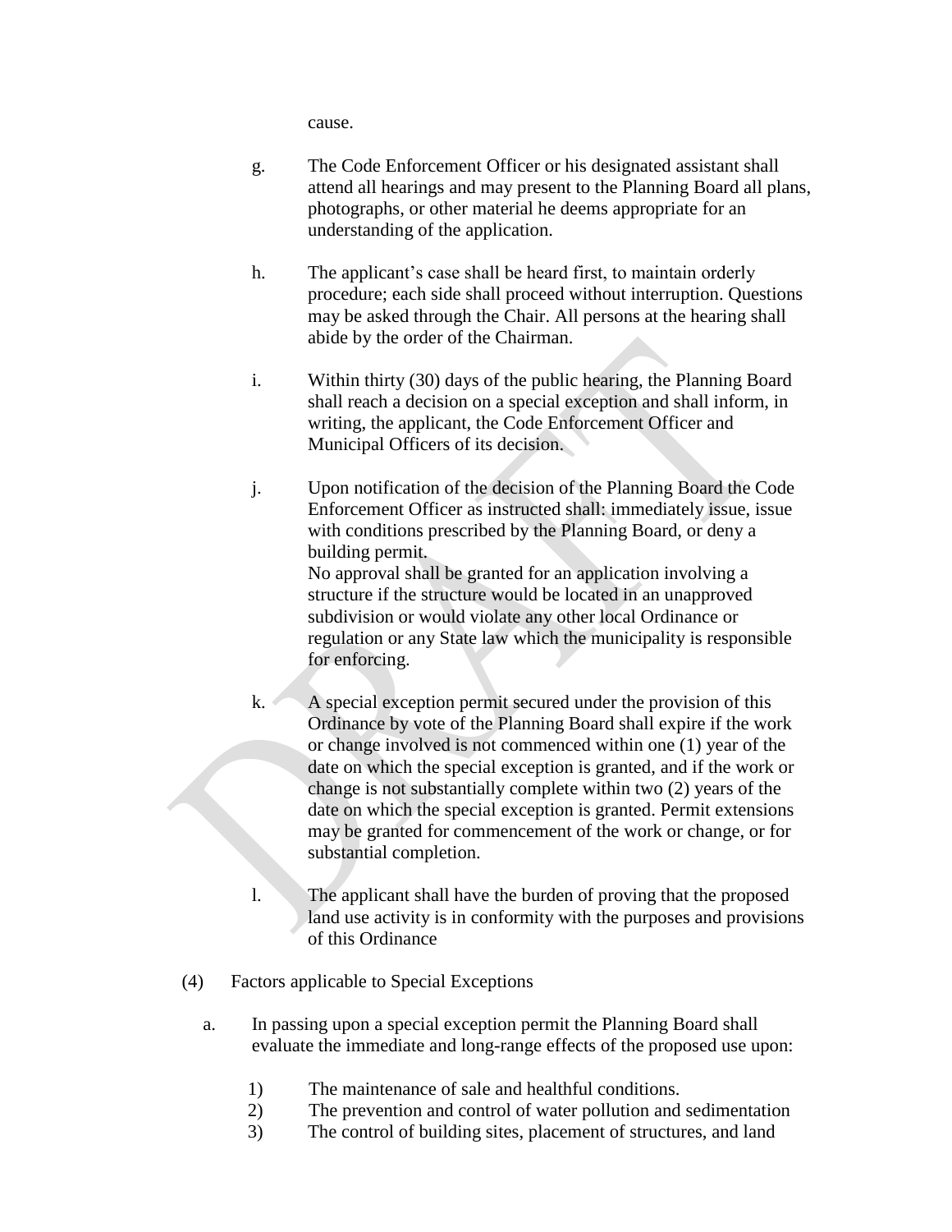cause.

g. The Code Enforcement Officer or his designated assistant shall attend all hearings and may present to the Planning Board all plans, photographs, or other material he deems appropriate for an understanding of the application.

h. The applicant's case shall be heard first, to maintain orderly procedure; each side shall proceed without interruption. Questions may be asked through the Chair. All persons at the hearing shall abide by the order of the Chairman.

i. Within thirty (30) days of the public hearing, the Planning Board shall reach a decision on a special exception and shall inform, in writing, the applicant, the Code Enforcement Officer and Municipal Officers of its decision.

j. Upon notification of the decision of the Planning Board the Code Enforcement Officer as instructed shall: immediately issue, issue with conditions prescribed by the Planning Board, or deny a building permit.
No approval shall be granted for an application involving a structure if the structure would be located in an unapproved subdivision or would violate any other local Ordinance or regulation or any State law which the municipality is responsible for enforcing.

k. A special exception permit secured under the provision of this Ordinance by vote of the Planning Board shall expire if the work or change involved is not commenced within one (1) year of the date on which the special exception is granted, and if the work or change is not substantially complete within two (2) years of the date on which the special exception is granted. Permit extensions may be granted for commencement of the work or change, or for substantial completion.

l. The applicant shall have the burden of proving that the proposed land use activity is in conformity with the purposes and provisions of this Ordinance

(4) Factors applicable to Special Exceptions

a. In passing upon a special exception permit the Planning Board shall evaluate the immediate and long-range effects of the proposed use upon:

1) The maintenance of sale and healthful conditions.
2) The prevention and control of water pollution and sedimentation
3) The control of building sites, placement of structures, and land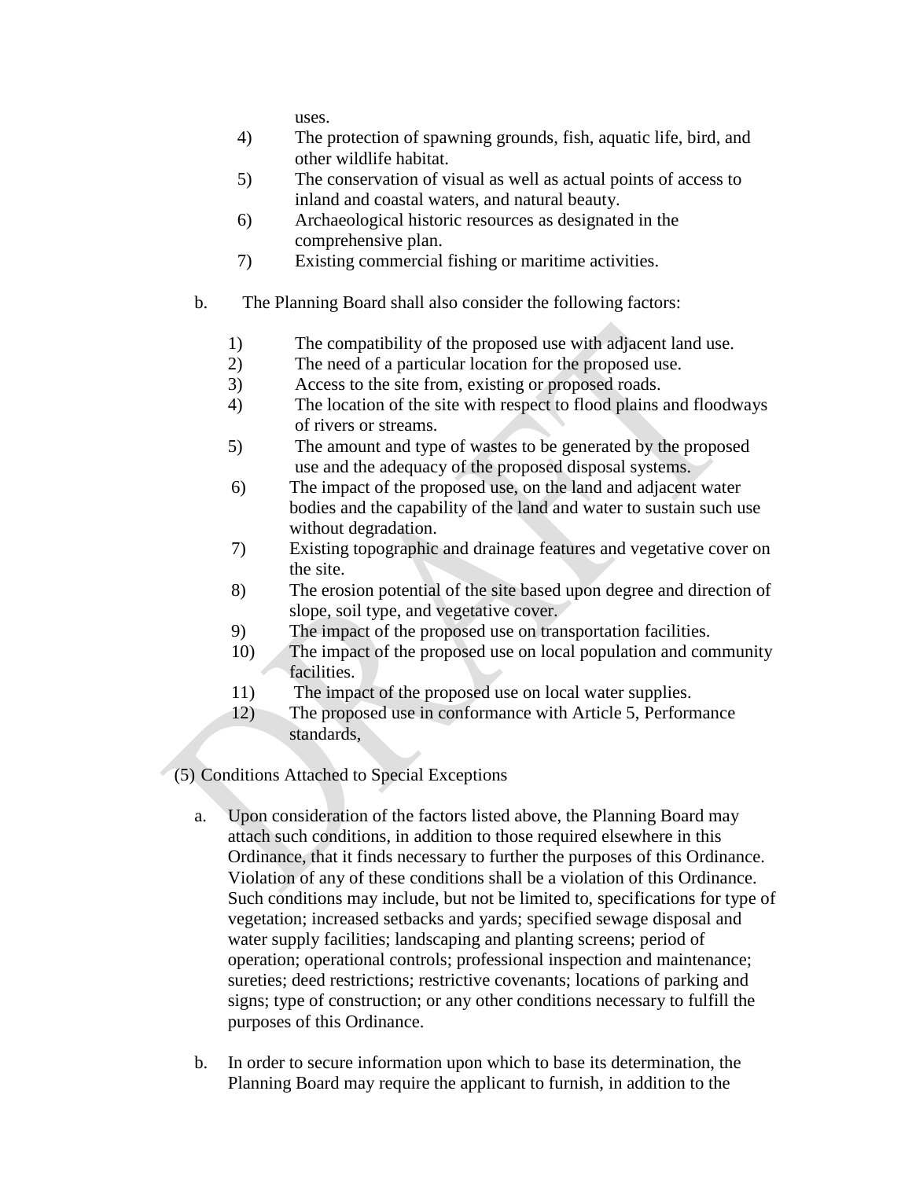uses.

4) The protection of spawning grounds, fish, aquatic life, bird, and other wildlife habitat.
5) The conservation of visual as well as actual points of access to inland and coastal waters, and natural beauty.
6) Archaeological historic resources as designated in the comprehensive plan.
7) Existing commercial fishing or maritime activities.

b. The Planning Board shall also consider the following factors:

1) The compatibility of the proposed use with adjacent land use.
2) The need of a particular location for the proposed use.
3) Access to the site from, existing or proposed roads.
4) The location of the site with respect to flood plains and floodways of rivers or streams.
5) The amount and type of wastes to be generated by the proposed use and the adequacy of the proposed disposal systems.
6) The impact of the proposed use, on the land and adjacent water bodies and the capability of the land and water to sustain such use without degradation.
7) Existing topographic and drainage features and vegetative cover on the site.
8) The erosion potential of the site based upon degree and direction of slope, soil type, and vegetative cover.
9) The impact of the proposed use on transportation facilities.
10) The impact of the proposed use on local population and community facilities.
11) The impact of the proposed use on local water supplies.
12) The proposed use in conformance with Article 5, Performance standards,

(5) Conditions Attached to Special Exceptions

a. Upon consideration of the factors listed above, the Planning Board may attach such conditions, in addition to those required elsewhere in this Ordinance, that it finds necessary to further the purposes of this Ordinance. Violation of any of these conditions shall be a violation of this Ordinance. Such conditions may include, but not be limited to, specifications for type of vegetation; increased setbacks and yards; specified sewage disposal and water supply facilities; landscaping and planting screens; period of operation; operational controls; professional inspection and maintenance; sureties; deed restrictions; restrictive covenants; locations of parking and signs; type of construction; or any other conditions necessary to fulfill the purposes of this Ordinance.

b. In order to secure information upon which to base its determination, the Planning Board may require the applicant to furnish, in addition to the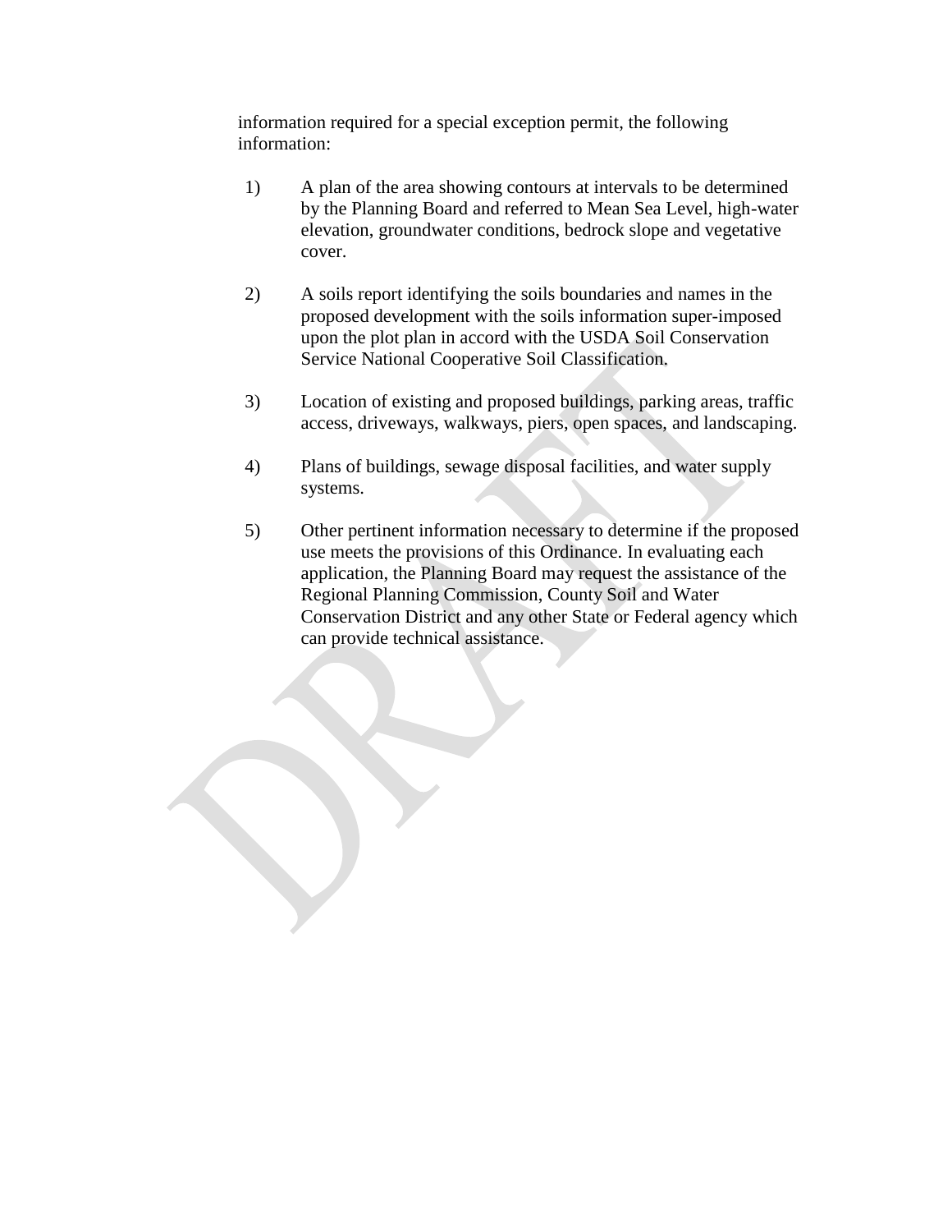information required for a special exception permit, the following information:

1) A plan of the area showing contours at intervals to be determined by the Planning Board and referred to Mean Sea Level, high-water elevation, groundwater conditions, bedrock slope and vegetative cover.

2) A soils report identifying the soils boundaries and names in the proposed development with the soils information super-imposed upon the plot plan in accord with the USDA Soil Conservation Service National Cooperative Soil Classification.

3) Location of existing and proposed buildings, parking areas, traffic access, driveways, walkways, piers, open spaces, and landscaping.

4) Plans of buildings, sewage disposal facilities, and water supply systems.

5) Other pertinent information necessary to determine if the proposed use meets the provisions of this Ordinance. In evaluating each application, the Planning Board may request the assistance of the Regional Planning Commission, County Soil and Water Conservation District and any other State or Federal agency which can provide technical assistance.